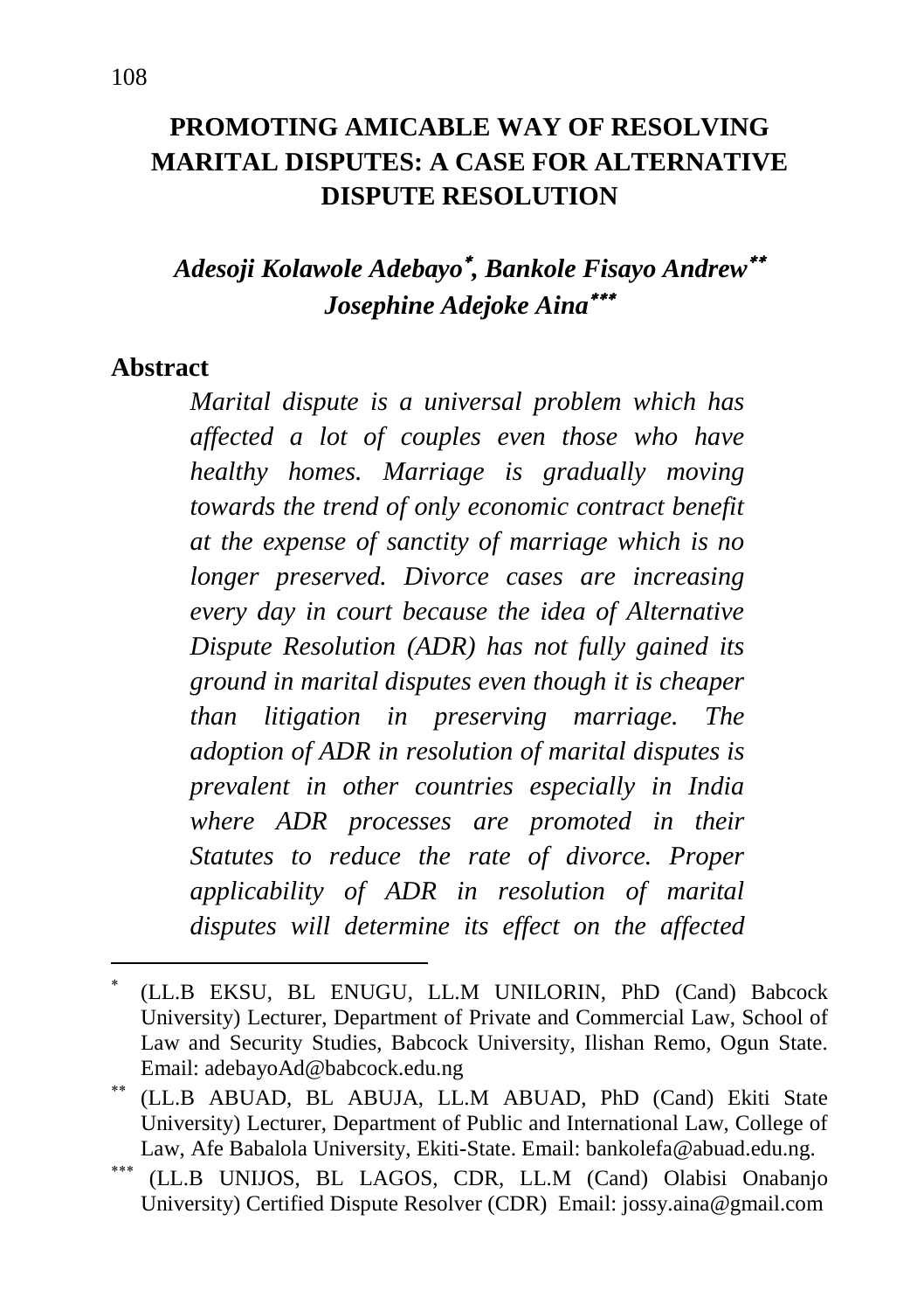# PROMOTING AMICABLE WAY OF RESOLVING MARITAL DISPUTES: A CASE FOR ALTERNATIVE DISPUTE RESOLUTION

***Adesoji Kolawole Adebayo[*], Bankole Fisayo Andrew[**]***
***Josephine Adejoke Aina[***]***

## Abstract

*Marital dispute is a universal problem which has affected a lot of couples even those who have healthy homes. Marriage is gradually moving towards the trend of only economic contract benefit at the expense of sanctity of marriage which is no longer preserved. Divorce cases are increasing every day in court because the idea of Alternative Dispute Resolution (ADR) has not fully gained its ground in marital disputes even though it is cheaper than litigation in preserving marriage. The adoption of ADR in resolution of marital disputes is prevalent in other countries especially in India where ADR processes are promoted in their Statutes to reduce the rate of divorce. Proper applicability of ADR in resolution of marital disputes will determine its effect on the affected*

---

[*] (LL.B EKSU, BL ENUGU, LL.M UNILORIN, PhD (Cand) Babcock University) Lecturer, Department of Private and Commercial Law, School of Law and Security Studies, Babcock University, Ilishan Remo, Ogun State. Email: adebayoAd@babcock.edu.ng

[**] (LL.B ABUAD, BL ABUJA, LL.M ABUAD, PhD (Cand) Ekiti State University) Lecturer, Department of Public and International Law, College of Law, Afe Babalola University, Ekiti-State. Email: bankolefa@abuad.edu.ng.

[***] (LL.B UNIJOS, BL LAGOS, CDR, LL.M (Cand) Olabisi Onabanjo University) Certified Dispute Resolver (CDR) Email: jossy.aina@gmail.com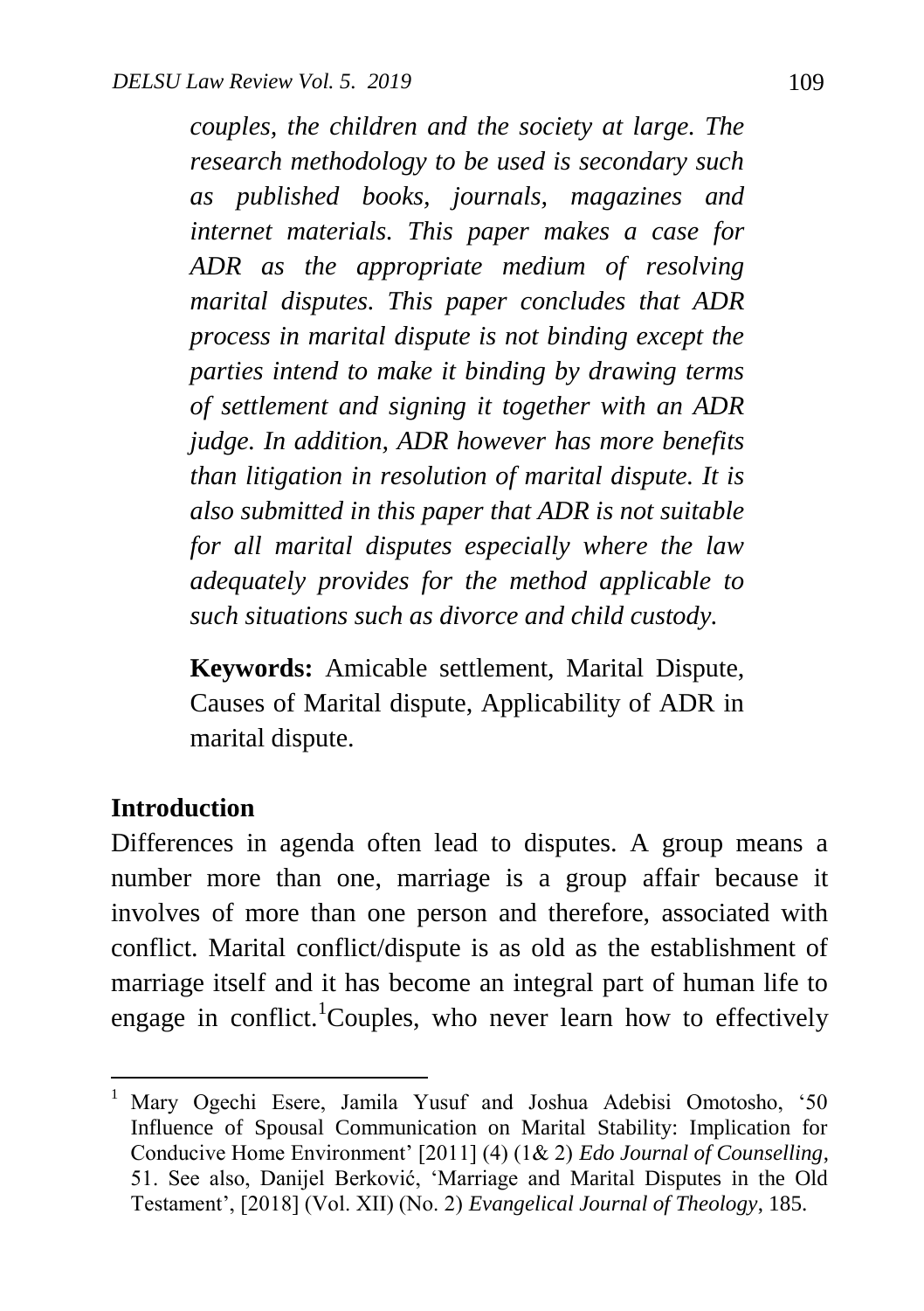*couples, the children and the society at large. The research methodology to be used is secondary such as published books, journals, magazines and internet materials. This paper makes a case for ADR as the appropriate medium of resolving marital disputes. This paper concludes that ADR process in marital dispute is not binding except the parties intend to make it binding by drawing terms of settlement and signing it together with an ADR judge. In addition, ADR however has more benefits than litigation in resolution of marital dispute. It is also submitted in this paper that ADR is not suitable for all marital disputes especially where the law adequately provides for the method applicable to such situations such as divorce and child custody.*

**Keywords:** Amicable settlement, Marital Dispute, Causes of Marital dispute, Applicability of ADR in marital dispute.

## Introduction

Differences in agenda often lead to disputes. A group means a number more than one, marriage is a group affair because it involves of more than one person and therefore, associated with conflict. Marital conflict/dispute is as old as the establishment of marriage itself and it has become an integral part of human life to engage in conflict.[1]Couples, who never learn how to effectively

---

[1] Mary Ogechi Esere, Jamila Yusuf and Joshua Adebisi Omotosho, '50 Influence of Spousal Communication on Marital Stability: Implication for Conducive Home Environment' [2011] (4) (1& 2) *Edo Journal of Counselling*, 51. See also, Danijel Berković, 'Marriage and Marital Disputes in the Old Testament', [2018] (Vol. XII) (No. 2) *Evangelical Journal of Theology*, 185.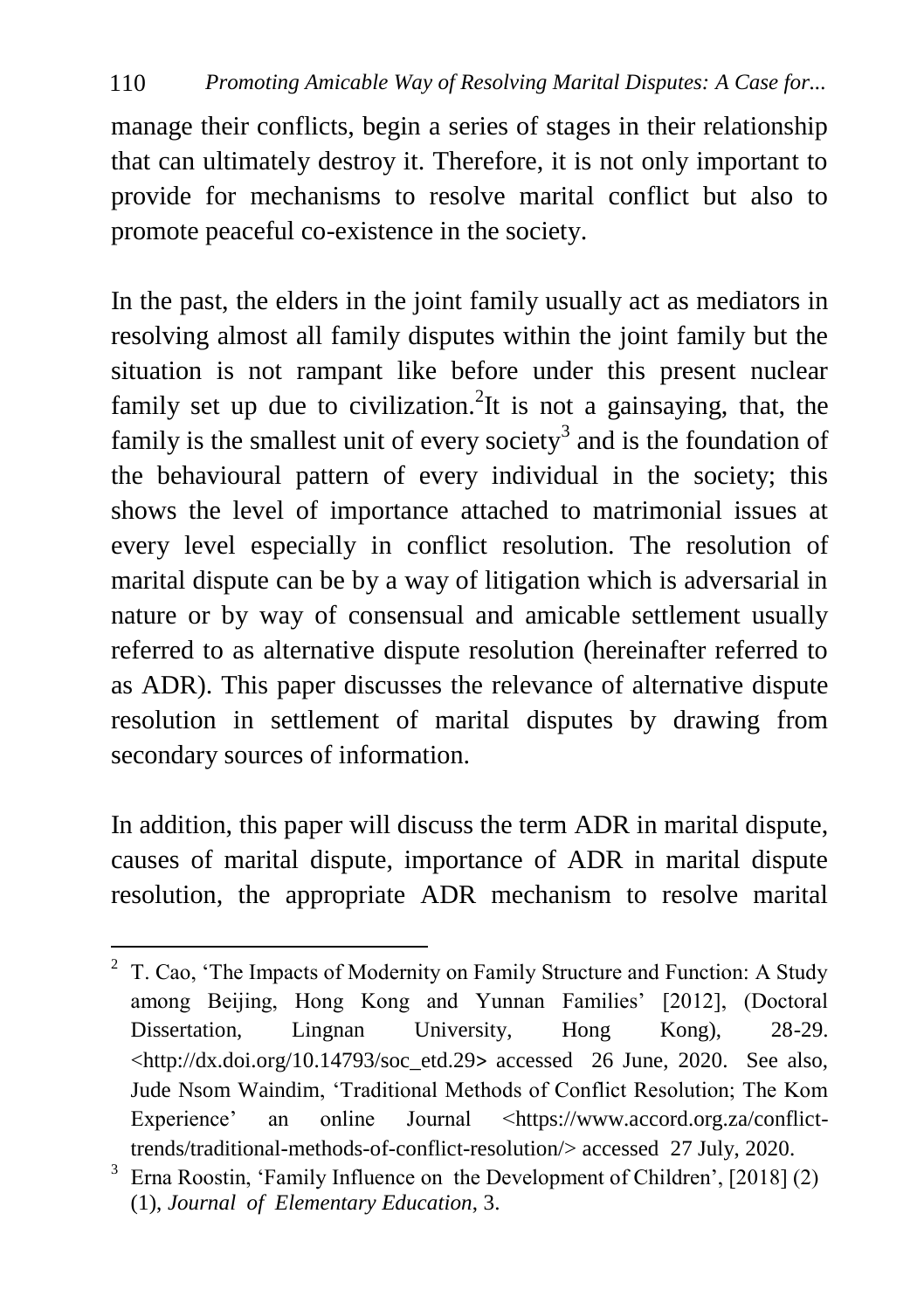manage their conflicts, begin a series of stages in their relationship that can ultimately destroy it. Therefore, it is not only important to provide for mechanisms to resolve marital conflict but also to promote peaceful co-existence in the society.

In the past, the elders in the joint family usually act as mediators in resolving almost all family disputes within the joint family but the situation is not rampant like before under this present nuclear family set up due to civilization.[2]It is not a gainsaying, that, the family is the smallest unit of every society[3] and is the foundation of the behavioural pattern of every individual in the society; this shows the level of importance attached to matrimonial issues at every level especially in conflict resolution. The resolution of marital dispute can be by a way of litigation which is adversarial in nature or by way of consensual and amicable settlement usually referred to as alternative dispute resolution (hereinafter referred to as ADR). This paper discusses the relevance of alternative dispute resolution in settlement of marital disputes by drawing from secondary sources of information.

In addition, this paper will discuss the term ADR in marital dispute, causes of marital dispute, importance of ADR in marital dispute resolution, the appropriate ADR mechanism to resolve marital

---

[2] T. Cao, 'The Impacts of Modernity on Family Structure and Function: A Study among Beijing, Hong Kong and Yunnan Families' [2012], (Doctoral Dissertation, Lingnan University, Hong Kong), 28-29. <http://dx.doi.org/10.14793/soc_etd.29> accessed 26 June, 2020. See also, Jude Nsom Waindim, 'Traditional Methods of Conflict Resolution; The Kom Experience' an online Journal <https://www.accord.org.za/conflict-trends/traditional-methods-of-conflict-resolution/> accessed 27 July, 2020.

[3] Erna Roostin, 'Family Influence on the Development of Children', [2018] (2) (1), *Journal of Elementary Education*, 3.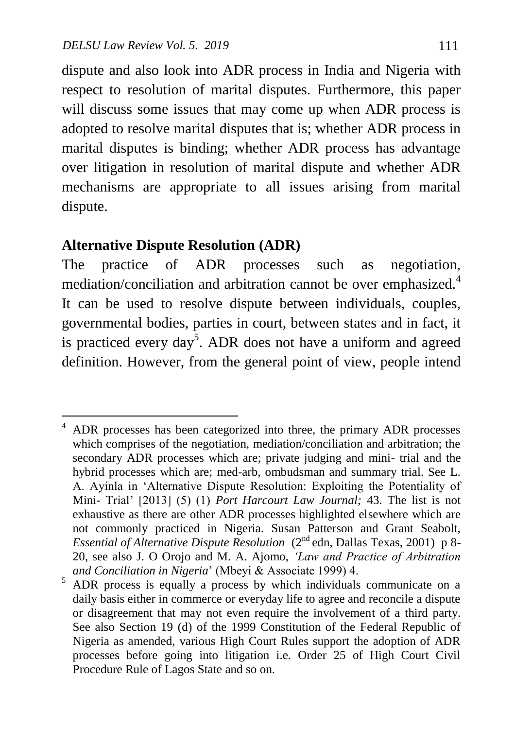dispute and also look into ADR process in India and Nigeria with respect to resolution of marital disputes. Furthermore, this paper will discuss some issues that may come up when ADR process is adopted to resolve marital disputes that is; whether ADR process in marital disputes is binding; whether ADR process has advantage over litigation in resolution of marital dispute and whether ADR mechanisms are appropriate to all issues arising from marital dispute.

## Alternative Dispute Resolution (ADR)

The practice of ADR processes such as negotiation, mediation/conciliation and arbitration cannot be over emphasized.[4] It can be used to resolve dispute between individuals, couples, governmental bodies, parties in court, between states and in fact, it is practiced every day[5]. ADR does not have a uniform and agreed definition. However, from the general point of view, people intend

---

[4] ADR processes has been categorized into three, the primary ADR processes which comprises of the negotiation, mediation/conciliation and arbitration; the secondary ADR processes which are; private judging and mini- trial and the hybrid processes which are; med-arb, ombudsman and summary trial. See L. A. Ayinla in 'Alternative Dispute Resolution: Exploiting the Potentiality of Mini- Trial' [2013] (5) (1) *Port Harcourt Law Journal;* 43. The list is not exhaustive as there are other ADR processes highlighted elsewhere which are not commonly practiced in Nigeria. Susan Patterson and Grant Seabolt, *Essential of Alternative Dispute Resolution* (2nd edn, Dallas Texas, 2001) p 8-20, see also J. O Orojo and M. A. Ajomo, *'Law and Practice of Arbitration and Conciliation in Nigeria*' (Mbeyi & Associate 1999) 4.

[5] ADR process is equally a process by which individuals communicate on a daily basis either in commerce or everyday life to agree and reconcile a dispute or disagreement that may not even require the involvement of a third party. See also Section 19 (d) of the 1999 Constitution of the Federal Republic of Nigeria as amended, various High Court Rules support the adoption of ADR processes before going into litigation i.e. Order 25 of High Court Civil Procedure Rule of Lagos State and so on.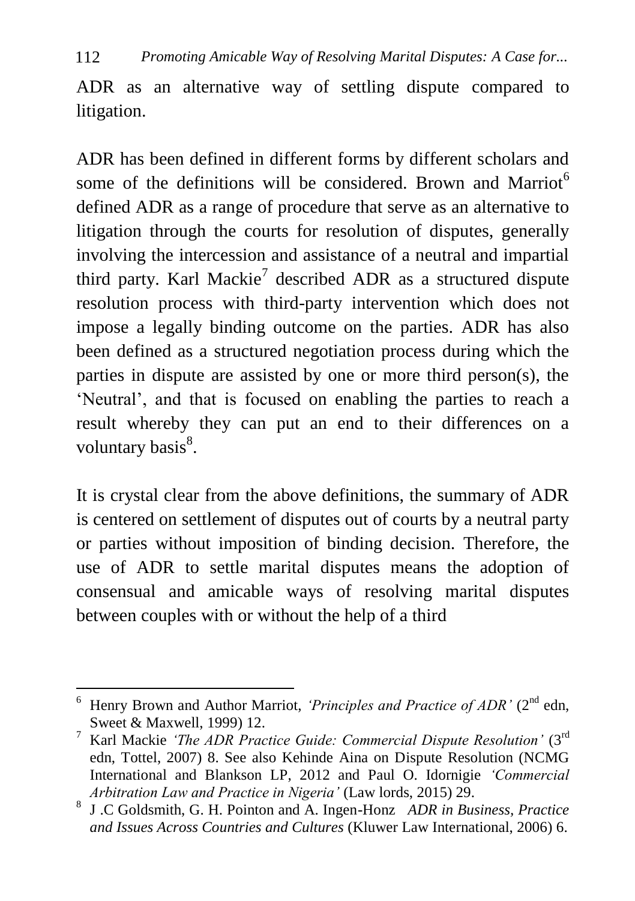ADR as an alternative way of settling dispute compared to litigation.

ADR has been defined in different forms by different scholars and some of the definitions will be considered. Brown and Marriot[6] defined ADR as a range of procedure that serve as an alternative to litigation through the courts for resolution of disputes, generally involving the intercession and assistance of a neutral and impartial third party. Karl Mackie[7] described ADR as a structured dispute resolution process with third-party intervention which does not impose a legally binding outcome on the parties. ADR has also been defined as a structured negotiation process during which the parties in dispute are assisted by one or more third person(s), the 'Neutral', and that is focused on enabling the parties to reach a result whereby they can put an end to their differences on a voluntary basis[8].

It is crystal clear from the above definitions, the summary of ADR is centered on settlement of disputes out of courts by a neutral party or parties without imposition of binding decision. Therefore, the use of ADR to settle marital disputes means the adoption of consensual and amicable ways of resolving marital disputes between couples with or without the help of a third

---

[6] Henry Brown and Author Marriot, *'Principles and Practice of ADR'* (2nd edn, Sweet & Maxwell, 1999) 12.

[7] Karl Mackie *'The ADR Practice Guide: Commercial Dispute Resolution'* (3rd edn, Tottel, 2007) 8. See also Kehinde Aina on Dispute Resolution (NCMG International and Blankson LP, 2012 and Paul O. Idornigie *'Commercial Arbitration Law and Practice in Nigeria'* (Law lords, 2015) 29.

[8] J .C Goldsmith, G. H. Pointon and A. Ingen-Honz *ADR in Business, Practice and Issues Across Countries and Cultures* (Kluwer Law International, 2006) 6.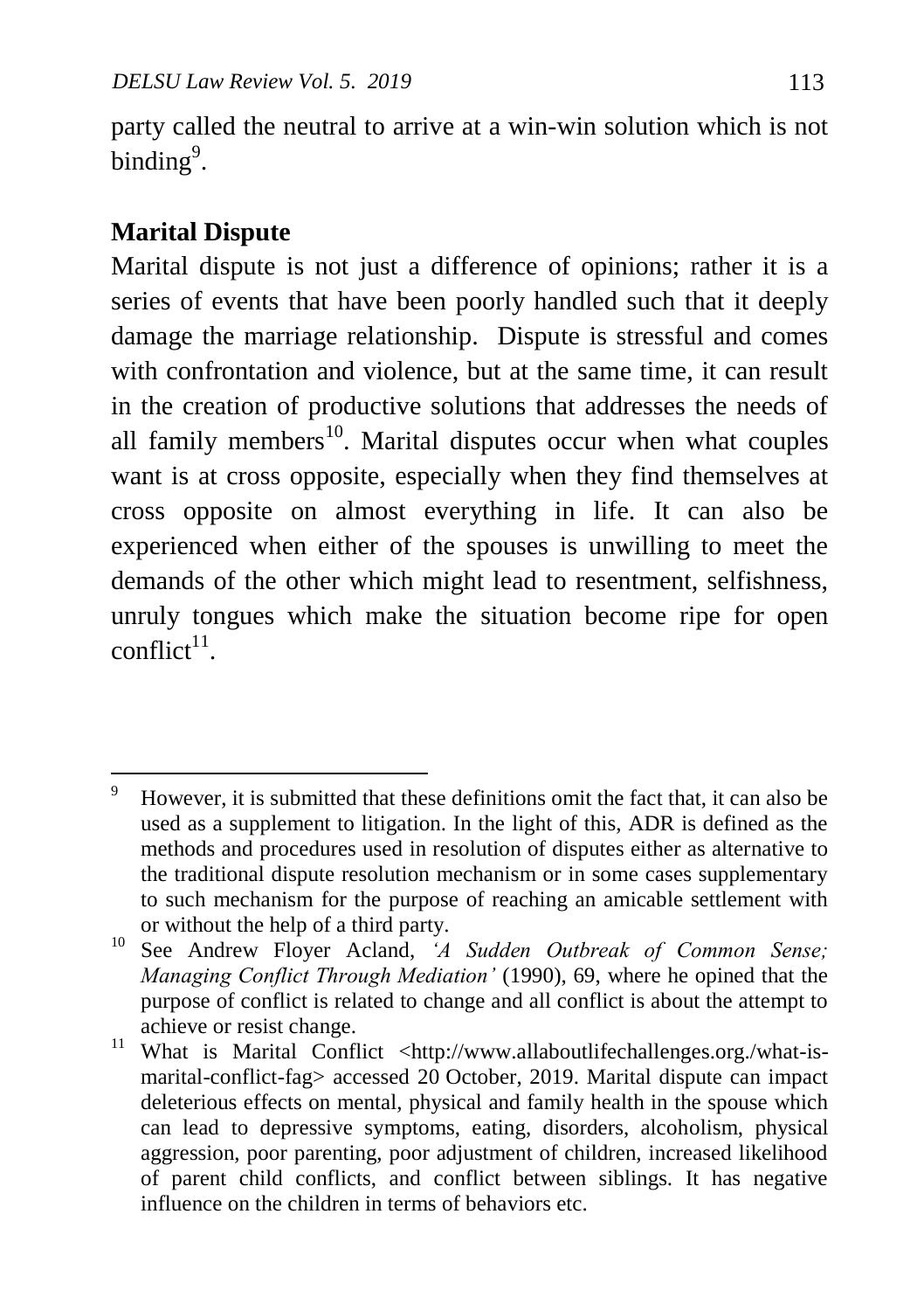party called the neutral to arrive at a win-win solution which is not binding[9].

## Marital Dispute

Marital dispute is not just a difference of opinions; rather it is a series of events that have been poorly handled such that it deeply damage the marriage relationship. Dispute is stressful and comes with confrontation and violence, but at the same time, it can result in the creation of productive solutions that addresses the needs of all family members[10]. Marital disputes occur when what couples want is at cross opposite, especially when they find themselves at cross opposite on almost everything in life. It can also be experienced when either of the spouses is unwilling to meet the demands of the other which might lead to resentment, selfishness, unruly tongues which make the situation become ripe for open conflict[11].

---

[9] However, it is submitted that these definitions omit the fact that, it can also be used as a supplement to litigation. In the light of this, ADR is defined as the methods and procedures used in resolution of disputes either as alternative to the traditional dispute resolution mechanism or in some cases supplementary to such mechanism for the purpose of reaching an amicable settlement with or without the help of a third party.

[10] See Andrew Floyer Acland, *'A Sudden Outbreak of Common Sense; Managing Conflict Through Mediation'* (1990), 69, where he opined that the purpose of conflict is related to change and all conflict is about the attempt to achieve or resist change.

[11] What is Marital Conflict <http://www.allaboutlifechallenges.org./what-is-marital-conflict-fag> accessed 20 October, 2019. Marital dispute can impact deleterious effects on mental, physical and family health in the spouse which can lead to depressive symptoms, eating, disorders, alcoholism, physical aggression, poor parenting, poor adjustment of children, increased likelihood of parent child conflicts, and conflict between siblings. It has negative influence on the children in terms of behaviors etc.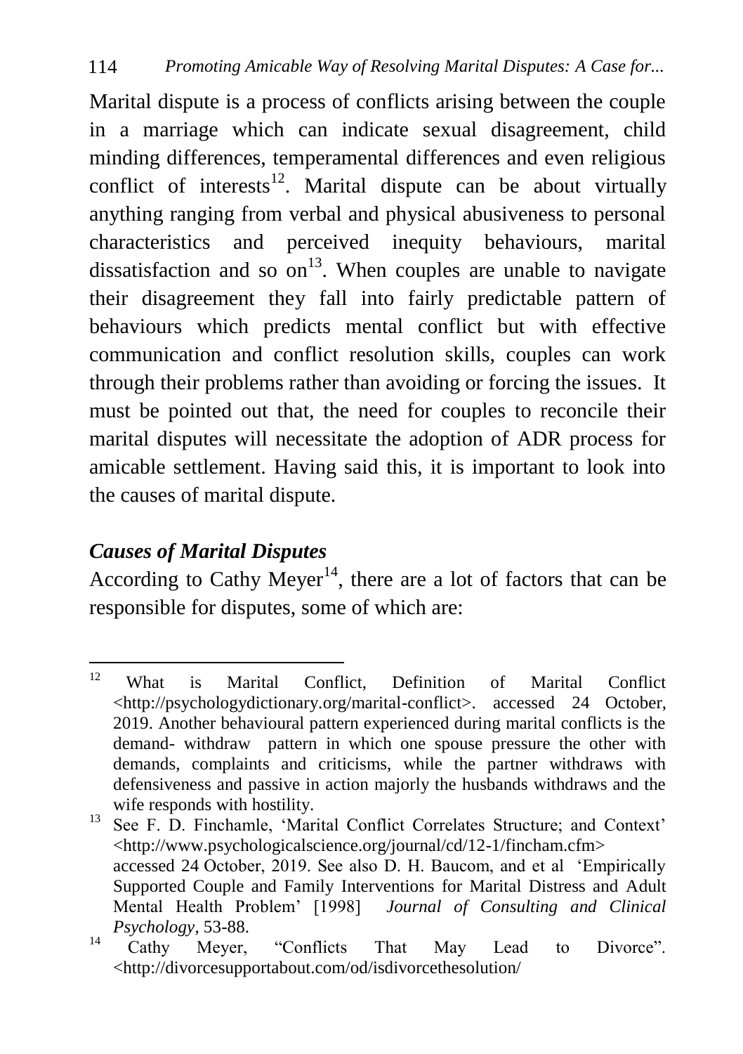Marital dispute is a process of conflicts arising between the couple in a marriage which can indicate sexual disagreement, child minding differences, temperamental differences and even religious conflict of interests[12]. Marital dispute can be about virtually anything ranging from verbal and physical abusiveness to personal characteristics and perceived inequity behaviours, marital dissatisfaction and so on[13]. When couples are unable to navigate their disagreement they fall into fairly predictable pattern of behaviours which predicts mental conflict but with effective communication and conflict resolution skills, couples can work through their problems rather than avoiding or forcing the issues. It must be pointed out that, the need for couples to reconcile their marital disputes will necessitate the adoption of ADR process for amicable settlement. Having said this, it is important to look into the causes of marital dispute.

### *Causes of Marital Disputes*

According to Cathy Meyer[14], there are a lot of factors that can be responsible for disputes, some of which are:

---

[12] What is Marital Conflict, Definition of Marital Conflict <http://psychologydictionary.org/marital-conflict>. accessed 24 October, 2019. Another behavioural pattern experienced during marital conflicts is the demand- withdraw pattern in which one spouse pressure the other with demands, complaints and criticisms, while the partner withdraws with defensiveness and passive in action majorly the husbands withdraws and the wife responds with hostility.

[13] See F. D. Finchamle, 'Marital Conflict Correlates Structure; and Context' <http://www.psychologicalscience.org/journal/cd/12-1/fincham.cfm> accessed 24 October, 2019. See also D. H. Baucom, and et al 'Empirically Supported Couple and Family Interventions for Marital Distress and Adult Mental Health Problem' [1998] *Journal of Consulting and Clinical Psychology*, 53-88.

[14] Cathy Meyer, "Conflicts That May Lead to Divorce". <http://divorcesupportabout.com/od/isdivorcethesolution/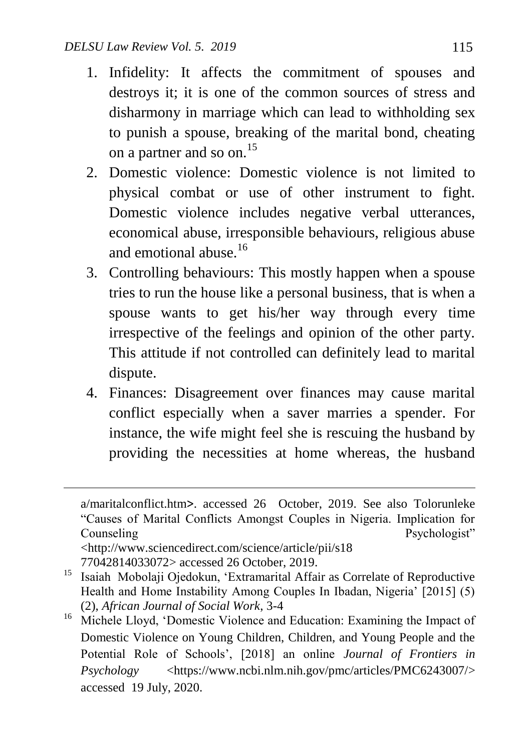1. Infidelity: It affects the commitment of spouses and destroys it; it is one of the common sources of stress and disharmony in marriage which can lead to withholding sex to punish a spouse, breaking of the marital bond, cheating on a partner and so on.[15]
2. Domestic violence: Domestic violence is not limited to physical combat or use of other instrument to fight. Domestic violence includes negative verbal utterances, economical abuse, irresponsible behaviours, religious abuse and emotional abuse.[16]
3. Controlling behaviours: This mostly happen when a spouse tries to run the house like a personal business, that is when a spouse wants to get his/her way through every time irrespective of the feelings and opinion of the other party. This attitude if not controlled can definitely lead to marital dispute.
4. Finances: Disagreement over finances may cause marital conflict especially when a saver marries a spender. For instance, the wife might feel she is rescuing the husband by providing the necessities at home whereas, the husband

---

a/maritalconflict.htm>. accessed 26 October, 2019. See also Tolorunleke "Causes of Marital Conflicts Amongst Couples in Nigeria. Implication for Counseling Psychologist" <http://www.sciencedirect.com/science/article/pii/s1877042814033072> accessed 26 October, 2019.

[15] Isaiah Mobolaji Ojedokun, 'Extramarital Affair as Correlate of Reproductive Health and Home Instability Among Couples In Ibadan, Nigeria' [2015] (5) (2), *African Journal of Social Work*, 3-4

[16] Michele Lloyd, 'Domestic Violence and Education: Examining the Impact of Domestic Violence on Young Children, Children, and Young People and the Potential Role of Schools', [2018] an online *Journal of Frontiers in Psychology* <https://www.ncbi.nlm.nih.gov/pmc/articles/PMC6243007/> accessed 19 July, 2020.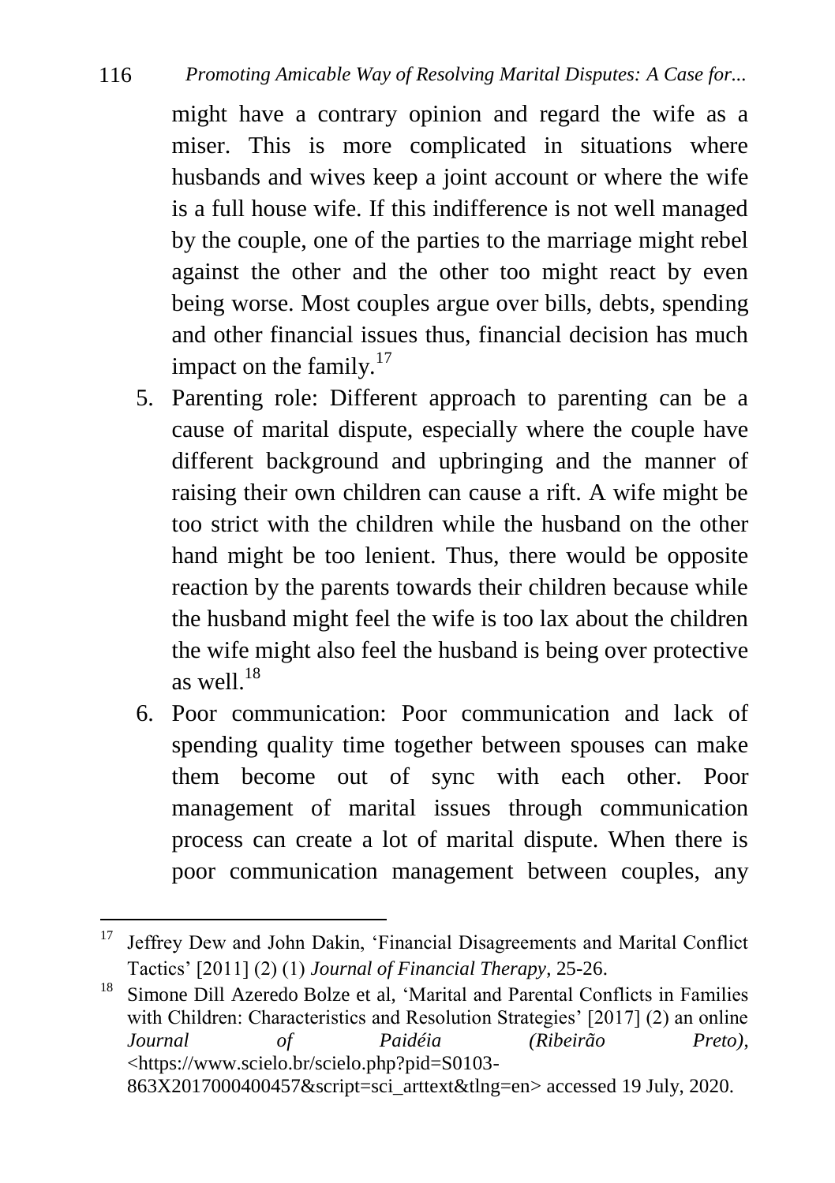might have a contrary opinion and regard the wife as a miser. This is more complicated in situations where husbands and wives keep a joint account or where the wife is a full house wife. If this indifference is not well managed by the couple, one of the parties to the marriage might rebel against the other and the other too might react by even being worse. Most couples argue over bills, debts, spending and other financial issues thus, financial decision has much impact on the family.[17]

5. Parenting role: Different approach to parenting can be a cause of marital dispute, especially where the couple have different background and upbringing and the manner of raising their own children can cause a rift. A wife might be too strict with the children while the husband on the other hand might be too lenient. Thus, there would be opposite reaction by the parents towards their children because while the husband might feel the wife is too lax about the children the wife might also feel the husband is being over protective as well.[18]
6. Poor communication: Poor communication and lack of spending quality time together between spouses can make them become out of sync with each other. Poor management of marital issues through communication process can create a lot of marital dispute. When there is poor communication management between couples, any

---

[17] Jeffrey Dew and John Dakin, 'Financial Disagreements and Marital Conflict Tactics' [2011] (2) (1) *Journal of Financial Therapy*, 25-26.

[18] Simone Dill Azeredo Bolze et al, 'Marital and Parental Conflicts in Families with Children: Characteristics and Resolution Strategies' [2017] (2) an online *Journal of Paidéia (Ribeirão Preto)*, <https://www.scielo.br/scielo.php?pid=S0103-863X2017000400457&script=sci_arttext&tlng=en> accessed 19 July, 2020.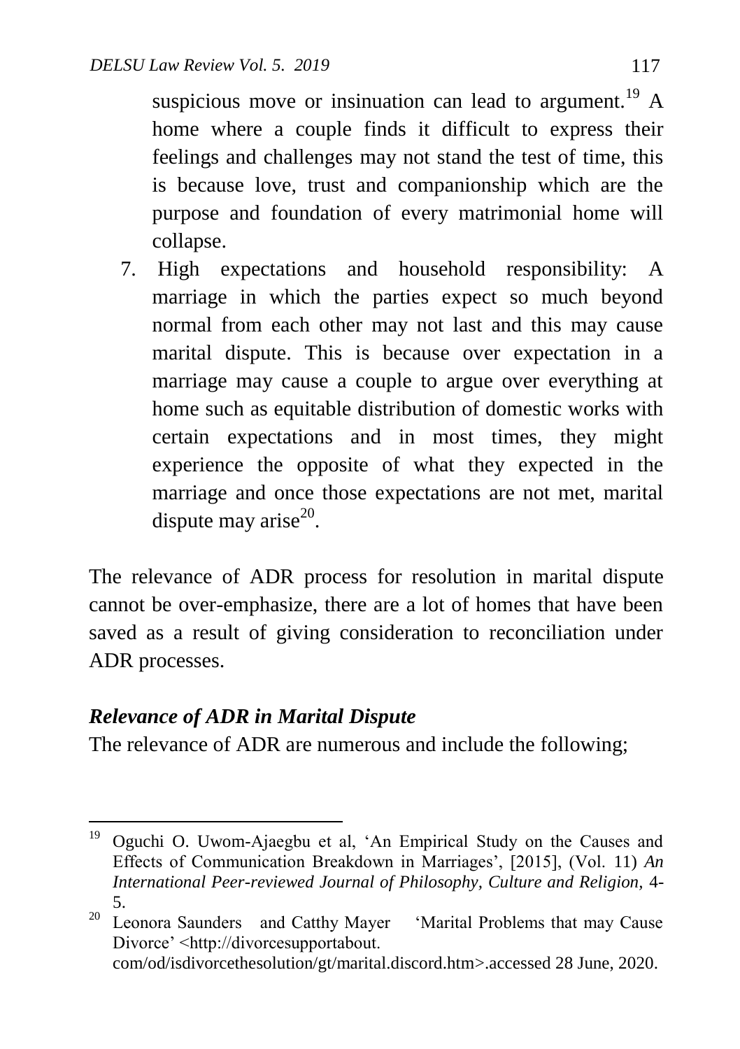suspicious move or insinuation can lead to argument.[19] A home where a couple finds it difficult to express their feelings and challenges may not stand the test of time, this is because love, trust and companionship which are the purpose and foundation of every matrimonial home will collapse.

7. High expectations and household responsibility: A marriage in which the parties expect so much beyond normal from each other may not last and this may cause marital dispute. This is because over expectation in a marriage may cause a couple to argue over everything at home such as equitable distribution of domestic works with certain expectations and in most times, they might experience the opposite of what they expected in the marriage and once those expectations are not met, marital dispute may arise[20].

The relevance of ADR process for resolution in marital dispute cannot be over-emphasize, there are a lot of homes that have been saved as a result of giving consideration to reconciliation under ADR processes.

### *Relevance of ADR in Marital Dispute*

The relevance of ADR are numerous and include the following;

---

[19] Oguchi O. Uwom-Ajaegbu et al, 'An Empirical Study on the Causes and Effects of Communication Breakdown in Marriages', [2015], (Vol. 11) *An International Peer-reviewed Journal of Philosophy, Culture and Religion,* 4-5.

[20] Leonora Saunders and Catthy Mayer 'Marital Problems that may Cause Divorce' <http://divorcesupportabout.com/od/isdivorcethesolution/gt/marital.discord.htm>.accessed 28 June, 2020.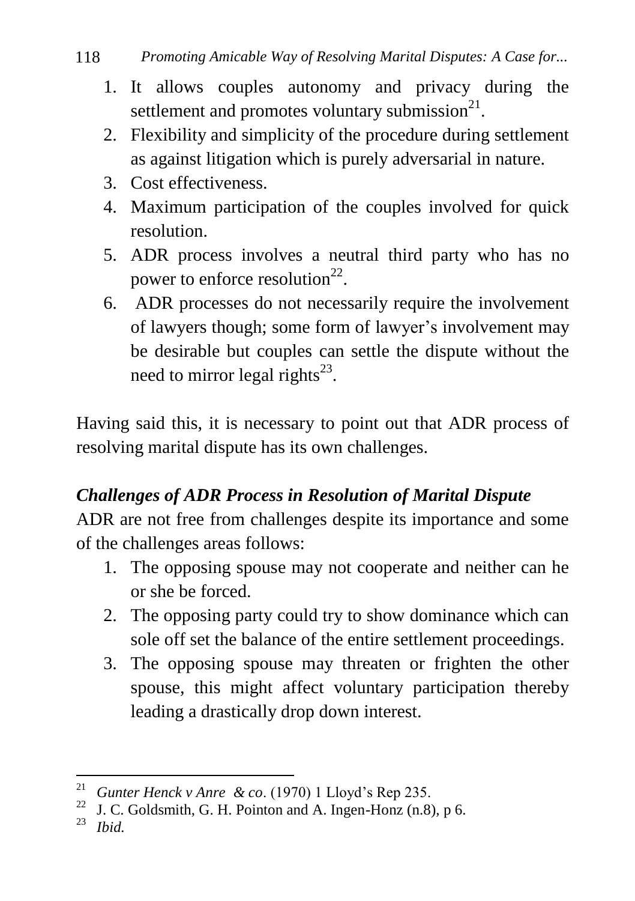1. It allows couples autonomy and privacy during the settlement and promotes voluntary submission[21].
2. Flexibility and simplicity of the procedure during settlement as against litigation which is purely adversarial in nature.
3. Cost effectiveness.
4. Maximum participation of the couples involved for quick resolution.
5. ADR process involves a neutral third party who has no power to enforce resolution[22].
6. ADR processes do not necessarily require the involvement of lawyers though; some form of lawyer's involvement may be desirable but couples can settle the dispute without the need to mirror legal rights[23].

Having said this, it is necessary to point out that ADR process of resolving marital dispute has its own challenges.

### *Challenges of ADR Process in Resolution of Marital Dispute*

ADR are not free from challenges despite its importance and some of the challenges areas follows:

1. The opposing spouse may not cooperate and neither can he or she be forced.
2. The opposing party could try to show dominance which can sole off set the balance of the entire settlement proceedings.
3. The opposing spouse may threaten or frighten the other spouse, this might affect voluntary participation thereby leading a drastically drop down interest.

---

[21] *Gunter Henck v Anre & co*. (1970) 1 Lloyd's Rep 235.

[22] J. C. Goldsmith, G. H. Pointon and A. Ingen-Honz (n.8), p 6.

[23] *Ibid.*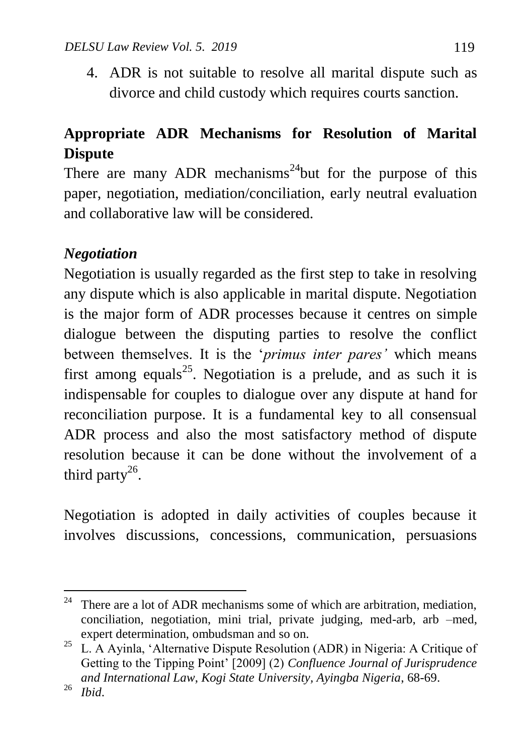4. ADR is not suitable to resolve all marital dispute such as divorce and child custody which requires courts sanction.

## Appropriate ADR Mechanisms for Resolution of Marital Dispute

There are many ADR mechanisms[24]but for the purpose of this paper, negotiation, mediation/conciliation, early neutral evaluation and collaborative law will be considered.

### *Negotiation*

Negotiation is usually regarded as the first step to take in resolving any dispute which is also applicable in marital dispute. Negotiation is the major form of ADR processes because it centres on simple dialogue between the disputing parties to resolve the conflict between themselves. It is the '*primus inter pares'* which means first among equals[25]. Negotiation is a prelude, and as such it is indispensable for couples to dialogue over any dispute at hand for reconciliation purpose. It is a fundamental key to all consensual ADR process and also the most satisfactory method of dispute resolution because it can be done without the involvement of a third party[26].

Negotiation is adopted in daily activities of couples because it involves discussions, concessions, communication, persuasions

---

[24] There are a lot of ADR mechanisms some of which are arbitration, mediation, conciliation, negotiation, mini trial, private judging, med-arb, arb –med, expert determination, ombudsman and so on.

[25] L. A Ayinla, 'Alternative Dispute Resolution (ADR) in Nigeria: A Critique of Getting to the Tipping Point' [2009] (2) *Confluence Journal of Jurisprudence and International Law, Kogi State University, Ayingba Nigeria*, 68-69.

[26] *Ibid*.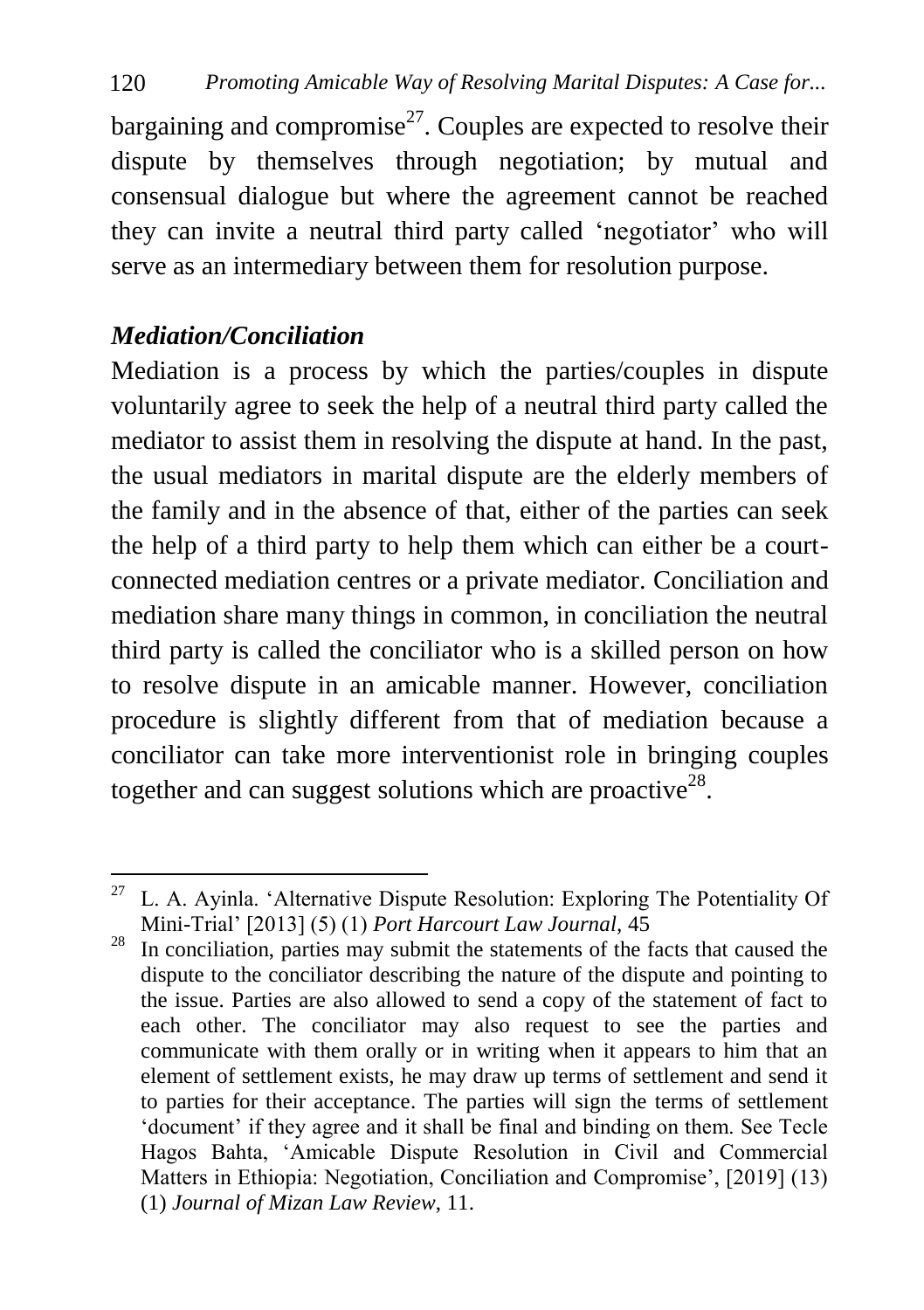bargaining and compromise[27]. Couples are expected to resolve their dispute by themselves through negotiation; by mutual and consensual dialogue but where the agreement cannot be reached they can invite a neutral third party called 'negotiator' who will serve as an intermediary between them for resolution purpose.

### *Mediation/Conciliation*

Mediation is a process by which the parties/couples in dispute voluntarily agree to seek the help of a neutral third party called the mediator to assist them in resolving the dispute at hand. In the past, the usual mediators in marital dispute are the elderly members of the family and in the absence of that, either of the parties can seek the help of a third party to help them which can either be a court-connected mediation centres or a private mediator. Conciliation and mediation share many things in common, in conciliation the neutral third party is called the conciliator who is a skilled person on how to resolve dispute in an amicable manner. However, conciliation procedure is slightly different from that of mediation because a conciliator can take more interventionist role in bringing couples together and can suggest solutions which are proactive[28].

---

[27] L. A. Ayinla. 'Alternative Dispute Resolution: Exploring The Potentiality Of Mini-Trial' [2013] (5) (1) *Port Harcourt Law Journal,* 45

[28] In conciliation, parties may submit the statements of the facts that caused the dispute to the conciliator describing the nature of the dispute and pointing to the issue. Parties are also allowed to send a copy of the statement of fact to each other. The conciliator may also request to see the parties and communicate with them orally or in writing when it appears to him that an element of settlement exists, he may draw up terms of settlement and send it to parties for their acceptance. The parties will sign the terms of settlement 'document' if they agree and it shall be final and binding on them. See Tecle Hagos Bahta, 'Amicable Dispute Resolution in Civil and Commercial Matters in Ethiopia: Negotiation, Conciliation and Compromise', [2019] (13) (1) *Journal of Mizan Law Review,* 11.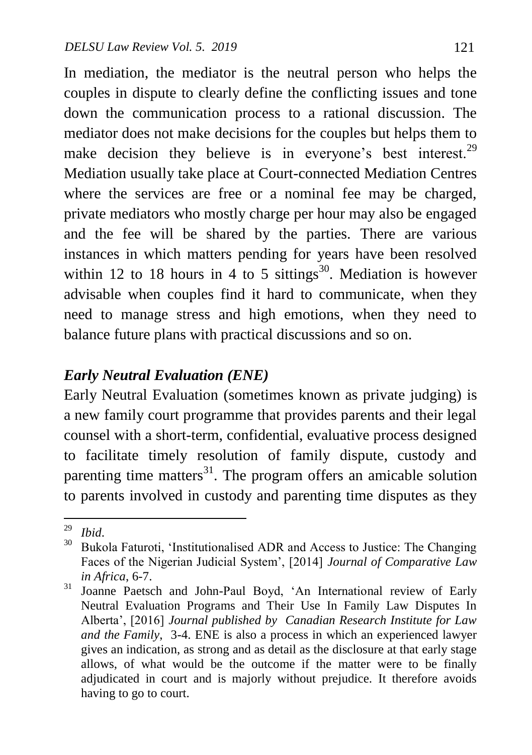In mediation, the mediator is the neutral person who helps the couples in dispute to clearly define the conflicting issues and tone down the communication process to a rational discussion. The mediator does not make decisions for the couples but helps them to make decision they believe is in everyone's best interest.[29] Mediation usually take place at Court-connected Mediation Centres where the services are free or a nominal fee may be charged, private mediators who mostly charge per hour may also be engaged and the fee will be shared by the parties. There are various instances in which matters pending for years have been resolved within 12 to 18 hours in 4 to 5 sittings[30]. Mediation is however advisable when couples find it hard to communicate, when they need to manage stress and high emotions, when they need to balance future plans with practical discussions and so on.

### *Early Neutral Evaluation (ENE)*

Early Neutral Evaluation (sometimes known as private judging) is a new family court programme that provides parents and their legal counsel with a short-term, confidential, evaluative process designed to facilitate timely resolution of family dispute, custody and parenting time matters[31]. The program offers an amicable solution to parents involved in custody and parenting time disputes as they

---

[29] *Ibid*.

[30] Bukola Faturoti, 'Institutionalised ADR and Access to Justice: The Changing Faces of the Nigerian Judicial System', [2014] *Journal of Comparative Law in Africa*, 6-7.

[31] Joanne Paetsch and John-Paul Boyd, 'An International review of Early Neutral Evaluation Programs and Their Use In Family Law Disputes In Alberta', [2016] *Journal published by Canadian Research Institute for Law and the Family*, 3-4. ENE is also a process in which an experienced lawyer gives an indication, as strong and as detail as the disclosure at that early stage allows, of what would be the outcome if the matter were to be finally adjudicated in court and is majorly without prejudice. It therefore avoids having to go to court.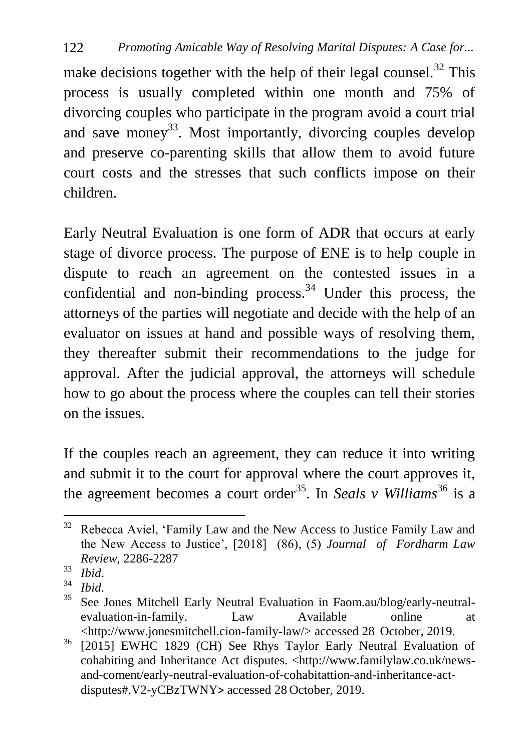make decisions together with the help of their legal counsel.[32] This process is usually completed within one month and 75% of divorcing couples who participate in the program avoid a court trial and save money[33]. Most importantly, divorcing couples develop and preserve co-parenting skills that allow them to avoid future court costs and the stresses that such conflicts impose on their children.

Early Neutral Evaluation is one form of ADR that occurs at early stage of divorce process. The purpose of ENE is to help couple in dispute to reach an agreement on the contested issues in a confidential and non-binding process.[34] Under this process, the attorneys of the parties will negotiate and decide with the help of an evaluator on issues at hand and possible ways of resolving them, they thereafter submit their recommendations to the judge for approval. After the judicial approval, the attorneys will schedule how to go about the process where the couples can tell their stories on the issues.

If the couples reach an agreement, they can reduce it into writing and submit it to the court for approval where the court approves it, the agreement becomes a court order[35]. In *Seals v Williams*[36] is a

---

[32] Rebecca Aviel, 'Family Law and the New Access to Justice Family Law and the New Access to Justice', [2018] (86), (5) *Journal of Fordharm Law Review*, 2286-2287

[33] *Ibid*.

[34] *Ibid*.

[35] See Jones Mitchell Early Neutral Evaluation in Faom.au/blog/early-neutral-evaluation-in-family. Law Available online at <http://www.jonesmitchell.cion-family-law/> accessed 28 October, 2019.

[36] [2015] EWHC 1829 (CH) See Rhys Taylor Early Neutral Evaluation of cohabiting and Inheritance Act disputes. <http://www.familylaw.co.uk/news-and-coment/early-neutral-evaluation-of-cohabitattion-and-inheritance-act-disputes#.V2-yCBzTWNY> accessed 28 October, 2019.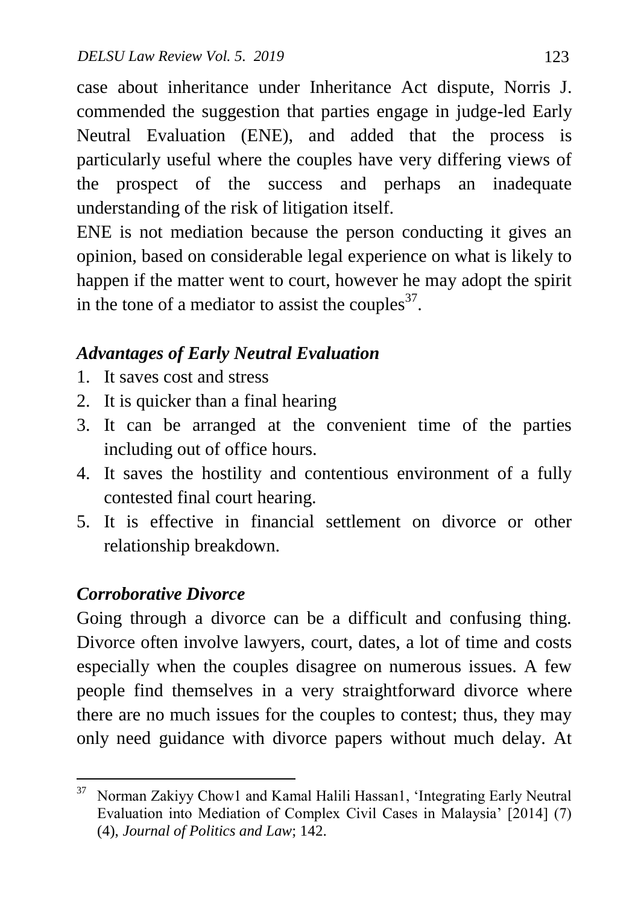case about inheritance under Inheritance Act dispute, Norris J. commended the suggestion that parties engage in judge-led Early Neutral Evaluation (ENE), and added that the process is particularly useful where the couples have very differing views of the prospect of the success and perhaps an inadequate understanding of the risk of litigation itself.

ENE is not mediation because the person conducting it gives an opinion, based on considerable legal experience on what is likely to happen if the matter went to court, however he may adopt the spirit in the tone of a mediator to assist the couples[37].

### *Advantages of Early Neutral Evaluation*

1. It saves cost and stress
2. It is quicker than a final hearing
3. It can be arranged at the convenient time of the parties including out of office hours.
4. It saves the hostility and contentious environment of a fully contested final court hearing.
5. It is effective in financial settlement on divorce or other relationship breakdown.

### *Corroborative Divorce*

Going through a divorce can be a difficult and confusing thing. Divorce often involve lawyers, court, dates, a lot of time and costs especially when the couples disagree on numerous issues. A few people find themselves in a very straightforward divorce where there are no much issues for the couples to contest; thus, they may only need guidance with divorce papers without much delay. At

---

[37] Norman Zakiyy Chow1 and Kamal Halili Hassan1, 'Integrating Early Neutral Evaluation into Mediation of Complex Civil Cases in Malaysia' [2014] (7) (4), *Journal of Politics and Law*; 142.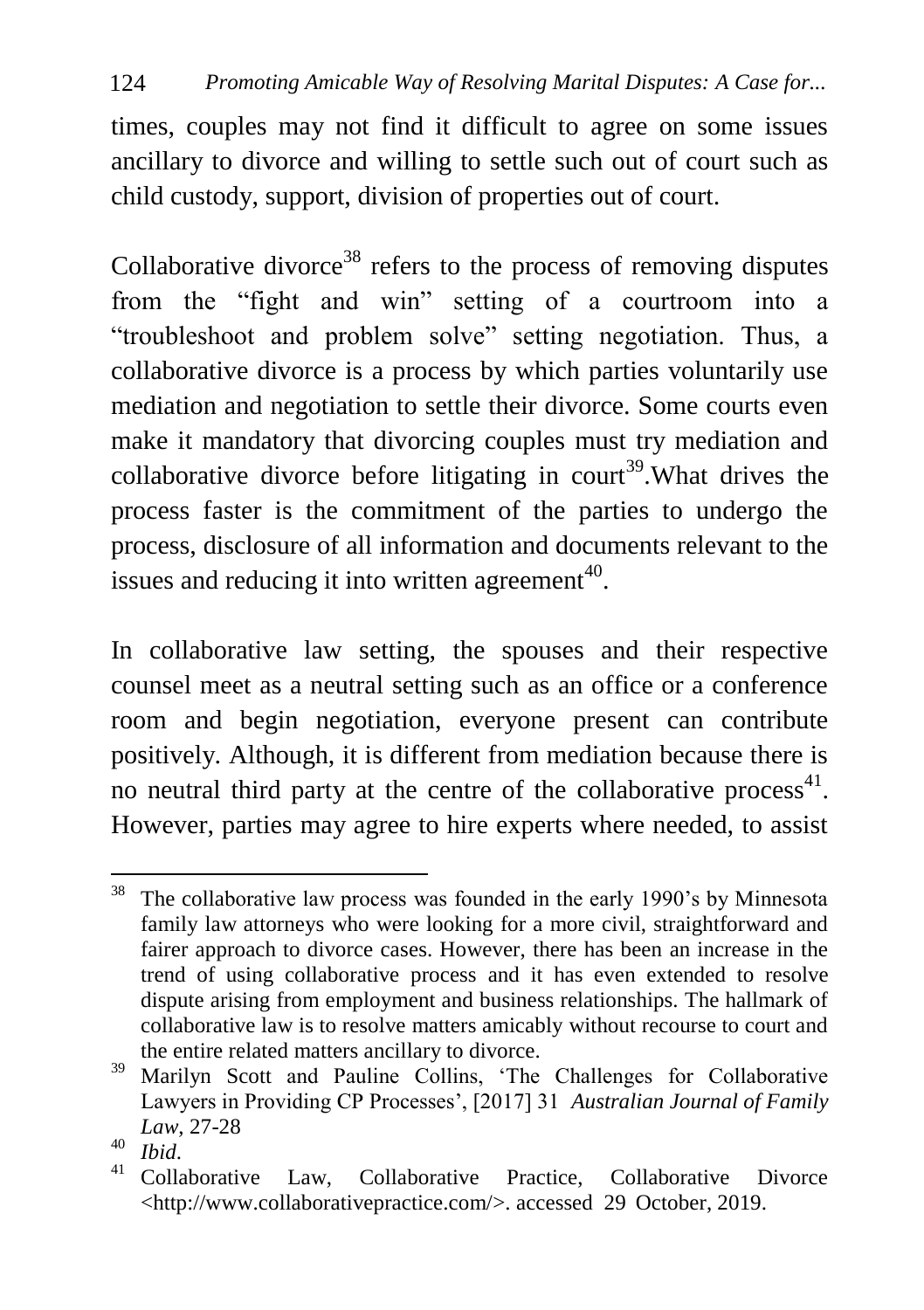times, couples may not find it difficult to agree on some issues ancillary to divorce and willing to settle such out of court such as child custody, support, division of properties out of court.

Collaborative divorce[38] refers to the process of removing disputes from the "fight and win" setting of a courtroom into a "troubleshoot and problem solve" setting negotiation. Thus, a collaborative divorce is a process by which parties voluntarily use mediation and negotiation to settle their divorce. Some courts even make it mandatory that divorcing couples must try mediation and collaborative divorce before litigating in court[39].What drives the process faster is the commitment of the parties to undergo the process, disclosure of all information and documents relevant to the issues and reducing it into written agreement[40].

In collaborative law setting, the spouses and their respective counsel meet as a neutral setting such as an office or a conference room and begin negotiation, everyone present can contribute positively. Although, it is different from mediation because there is no neutral third party at the centre of the collaborative process[41]. However, parties may agree to hire experts where needed, to assist

---

[38] The collaborative law process was founded in the early 1990's by Minnesota family law attorneys who were looking for a more civil, straightforward and fairer approach to divorce cases. However, there has been an increase in the trend of using collaborative process and it has even extended to resolve dispute arising from employment and business relationships. The hallmark of collaborative law is to resolve matters amicably without recourse to court and the entire related matters ancillary to divorce.

[39] Marilyn Scott and Pauline Collins, 'The Challenges for Collaborative Lawyers in Providing CP Processes', [2017] 31 *Australian Journal of Family Law*, 27-28

[40] *Ibid*.

[41] Collaborative Law, Collaborative Practice, Collaborative Divorce <http://www.collaborativepractice.com/>. accessed 29 October, 2019.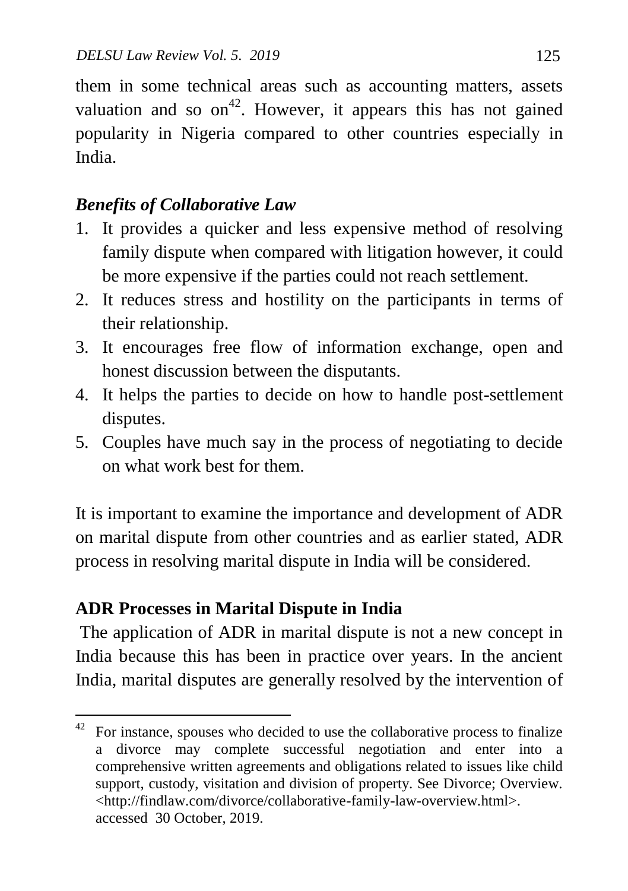them in some technical areas such as accounting matters, assets valuation and so on[42]. However, it appears this has not gained popularity in Nigeria compared to other countries especially in India.

### *Benefits of Collaborative Law*

1. It provides a quicker and less expensive method of resolving family dispute when compared with litigation however, it could be more expensive if the parties could not reach settlement.
2. It reduces stress and hostility on the participants in terms of their relationship.
3. It encourages free flow of information exchange, open and honest discussion between the disputants.
4. It helps the parties to decide on how to handle post-settlement disputes.
5. Couples have much say in the process of negotiating to decide on what work best for them.

It is important to examine the importance and development of ADR on marital dispute from other countries and as earlier stated, ADR process in resolving marital dispute in India will be considered.

### **ADR Processes in Marital Dispute in India**

The application of ADR in marital dispute is not a new concept in India because this has been in practice over years. In the ancient India, marital disputes are generally resolved by the intervention of

---

[42] For instance, spouses who decided to use the collaborative process to finalize a divorce may complete successful negotiation and enter into a comprehensive written agreements and obligations related to issues like child support, custody, visitation and division of property. See Divorce; Overview. <http://findlaw.com/divorce/collaborative-family-law-overview.html>. accessed 30 October, 2019.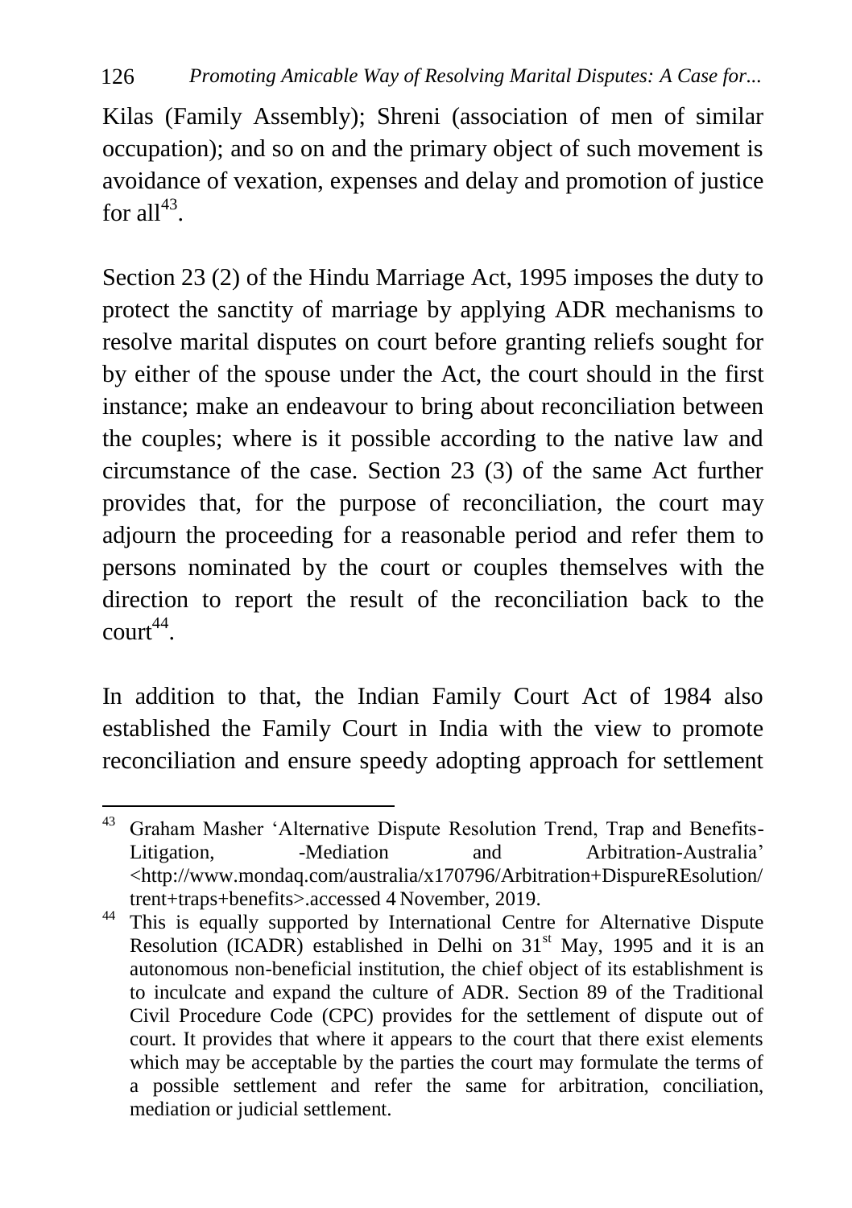Kilas (Family Assembly); Shreni (association of men of similar occupation); and so on and the primary object of such movement is avoidance of vexation, expenses and delay and promotion of justice for all[43].

Section 23 (2) of the Hindu Marriage Act, 1995 imposes the duty to protect the sanctity of marriage by applying ADR mechanisms to resolve marital disputes on court before granting reliefs sought for by either of the spouse under the Act, the court should in the first instance; make an endeavour to bring about reconciliation between the couples; where is it possible according to the native law and circumstance of the case. Section 23 (3) of the same Act further provides that, for the purpose of reconciliation, the court may adjourn the proceeding for a reasonable period and refer them to persons nominated by the court or couples themselves with the direction to report the result of the reconciliation back to the court[44].

In addition to that, the Indian Family Court Act of 1984 also established the Family Court in India with the view to promote reconciliation and ensure speedy adopting approach for settlement

---

[43] Graham Masher 'Alternative Dispute Resolution Trend, Trap and Benefits-Litigation, -Mediation and Arbitration-Australia' <http://www.mondaq.com/australia/x170796/Arbitration+DispureREsolution/trent+traps+benefits>.accessed 4 November, 2019.

[44] This is equally supported by International Centre for Alternative Dispute Resolution (ICADR) established in Delhi on 31st May, 1995 and it is an autonomous non-beneficial institution, the chief object of its establishment is to inculcate and expand the culture of ADR. Section 89 of the Traditional Civil Procedure Code (CPC) provides for the settlement of dispute out of court. It provides that where it appears to the court that there exist elements which may be acceptable by the parties the court may formulate the terms of a possible settlement and refer the same for arbitration, conciliation, mediation or judicial settlement.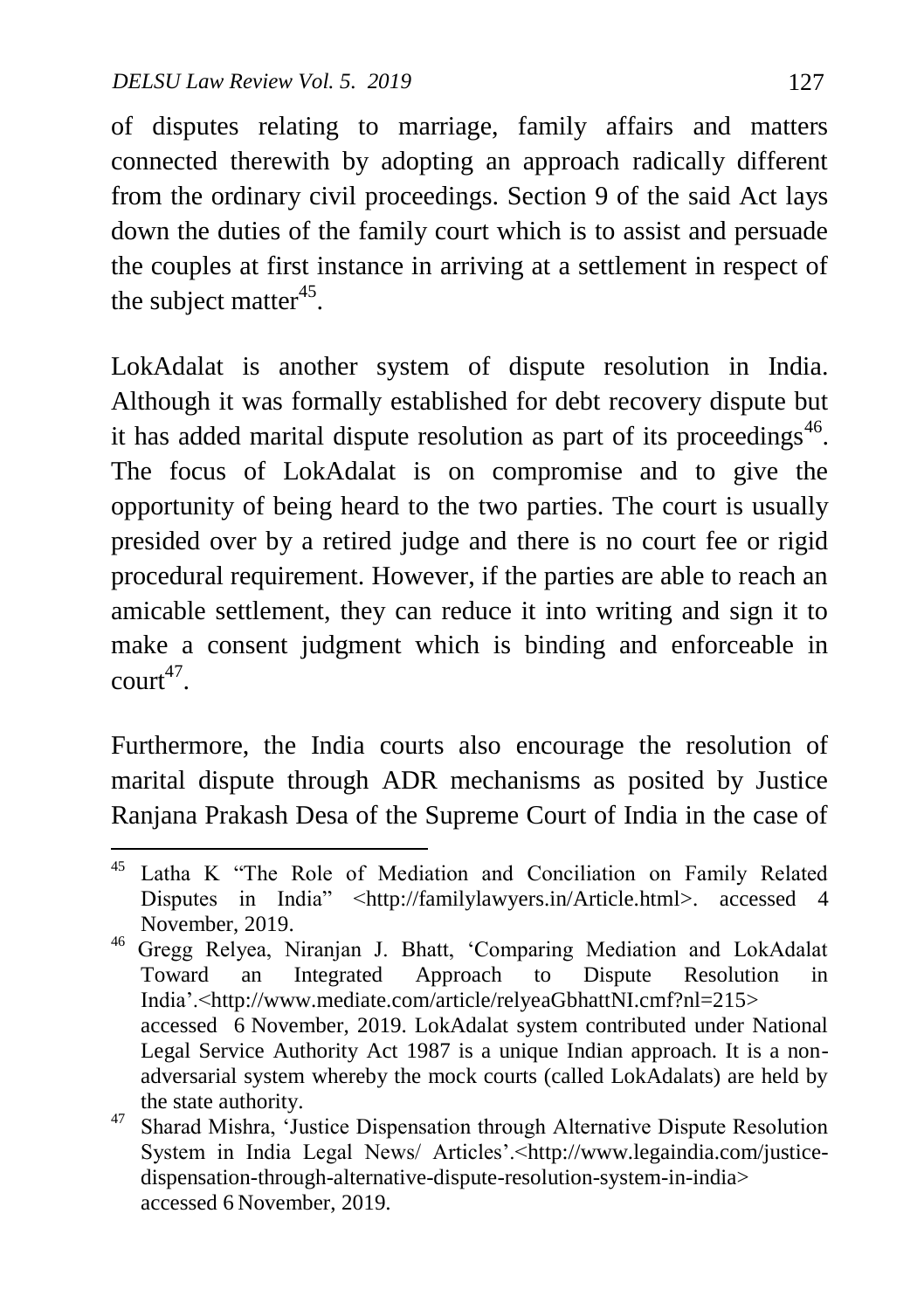of disputes relating to marriage, family affairs and matters connected therewith by adopting an approach radically different from the ordinary civil proceedings. Section 9 of the said Act lays down the duties of the family court which is to assist and persuade the couples at first instance in arriving at a settlement in respect of the subject matter[45].

LokAdalat is another system of dispute resolution in India. Although it was formally established for debt recovery dispute but it has added marital dispute resolution as part of its proceedings[46]. The focus of LokAdalat is on compromise and to give the opportunity of being heard to the two parties. The court is usually presided over by a retired judge and there is no court fee or rigid procedural requirement. However, if the parties are able to reach an amicable settlement, they can reduce it into writing and sign it to make a consent judgment which is binding and enforceable in court[47].

Furthermore, the India courts also encourage the resolution of marital dispute through ADR mechanisms as posited by Justice Ranjana Prakash Desa of the Supreme Court of India in the case of

---

[45] Latha K "The Role of Mediation and Conciliation on Family Related Disputes in India" <http://familylawyers.in/Article.html>. accessed 4 November, 2019.

[46] Gregg Relyea, Niranjan J. Bhatt, 'Comparing Mediation and LokAdalat Toward an Integrated Approach to Dispute Resolution in India'.<http://www.mediate.com/article/relyeaGbhattNI.cmf?nl=215> accessed 6 November, 2019. LokAdalat system contributed under National Legal Service Authority Act 1987 is a unique Indian approach. It is a non-adversarial system whereby the mock courts (called LokAdalats) are held by the state authority.

[47] Sharad Mishra, 'Justice Dispensation through Alternative Dispute Resolution System in India Legal News/ Articles'.<http://www.legaindia.com/justice-dispensation-through-alternative-dispute-resolution-system-in-india> accessed 6 November, 2019.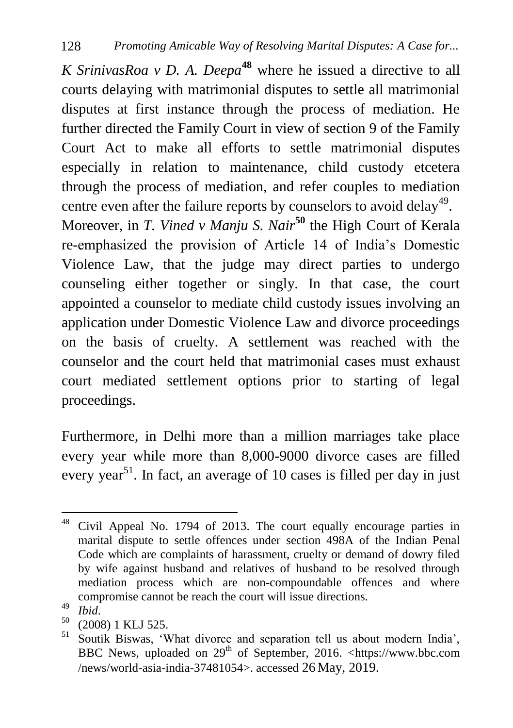*K SrinivasRoa v D. A. Deepa*[48] where he issued a directive to all courts delaying with matrimonial disputes to settle all matrimonial disputes at first instance through the process of mediation. He further directed the Family Court in view of section 9 of the Family Court Act to make all efforts to settle matrimonial disputes especially in relation to maintenance, child custody etcetera through the process of mediation, and refer couples to mediation centre even after the failure reports by counselors to avoid delay[49]. Moreover, in *T. Vined v Manju S. Nair*[50] the High Court of Kerala re-emphasized the provision of Article 14 of India's Domestic Violence Law, that the judge may direct parties to undergo counseling either together or singly. In that case, the court appointed a counselor to mediate child custody issues involving an application under Domestic Violence Law and divorce proceedings on the basis of cruelty. A settlement was reached with the counselor and the court held that matrimonial cases must exhaust court mediated settlement options prior to starting of legal proceedings.

Furthermore, in Delhi more than a million marriages take place every year while more than 8,000-9000 divorce cases are filled every year[51]. In fact, an average of 10 cases is filled per day in just

---

[48] Civil Appeal No. 1794 of 2013. The court equally encourage parties in marital dispute to settle offences under section 498A of the Indian Penal Code which are complaints of harassment, cruelty or demand of dowry filed by wife against husband and relatives of husband to be resolved through mediation process which are non-compoundable offences and where compromise cannot be reach the court will issue directions.

[49] *Ibid*.

[50] (2008) 1 KLJ 525.

[51] Soutik Biswas, 'What divorce and separation tell us about modern India', BBC News, uploaded on 29th of September, 2016. <https://www.bbc.com/news/world-asia-india-37481054>. accessed 26 May, 2019.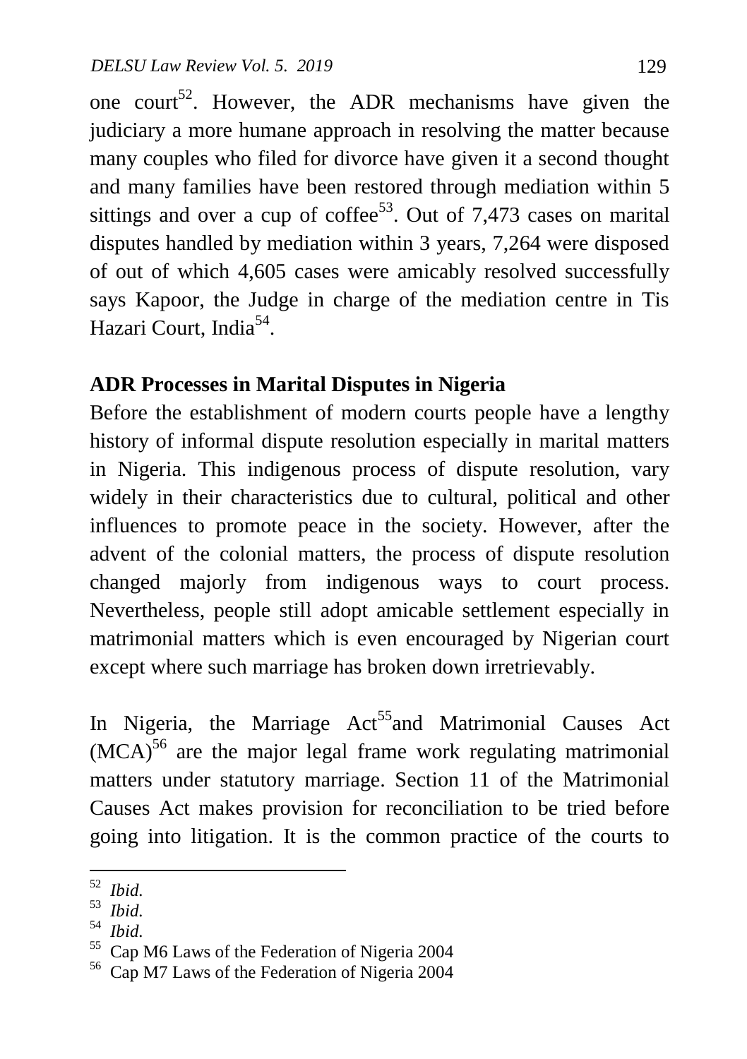one court[52]. However, the ADR mechanisms have given the judiciary a more humane approach in resolving the matter because many couples who filed for divorce have given it a second thought and many families have been restored through mediation within 5 sittings and over a cup of coffee[53]. Out of 7,473 cases on marital disputes handled by mediation within 3 years, 7,264 were disposed of out of which 4,605 cases were amicably resolved successfully says Kapoor, the Judge in charge of the mediation centre in Tis Hazari Court, India[54].

**ADR Processes in Marital Disputes in Nigeria**

Before the establishment of modern courts people have a lengthy history of informal dispute resolution especially in marital matters in Nigeria. This indigenous process of dispute resolution, vary widely in their characteristics due to cultural, political and other influences to promote peace in the society. However, after the advent of the colonial matters, the process of dispute resolution changed majorly from indigenous ways to court process. Nevertheless, people still adopt amicable settlement especially in matrimonial matters which is even encouraged by Nigerian court except where such marriage has broken down irretrievably.

In Nigeria, the Marriage Act[55]and Matrimonial Causes Act (MCA)[56] are the major legal frame work regulating matrimonial matters under statutory marriage. Section 11 of the Matrimonial Causes Act makes provision for reconciliation to be tried before going into litigation. It is the common practice of the courts to

---

[52] *Ibid.*

[53] *Ibid.*

[54] *Ibid.*

[55] Cap M6 Laws of the Federation of Nigeria 2004

[56] Cap M7 Laws of the Federation of Nigeria 2004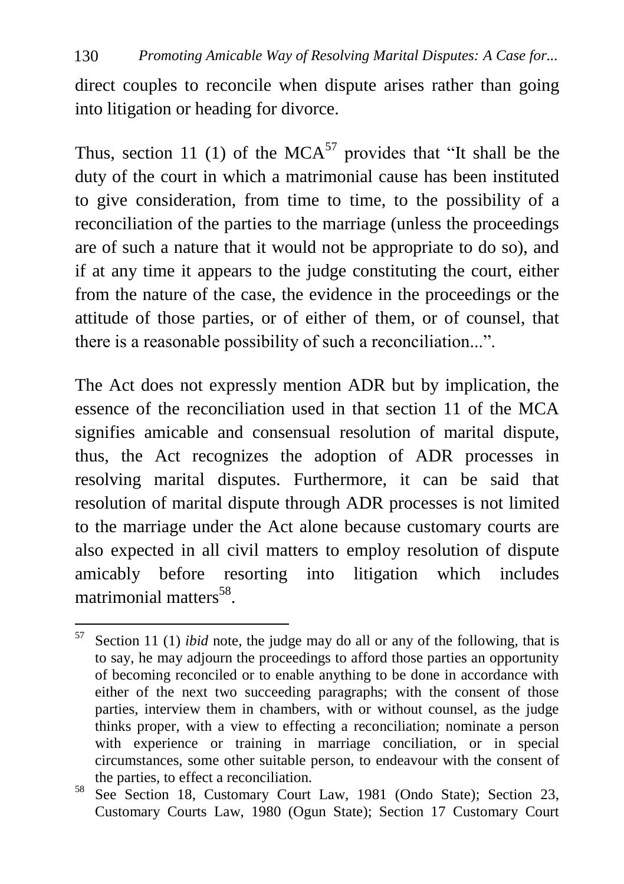direct couples to reconcile when dispute arises rather than going into litigation or heading for divorce.

Thus, section 11 (1) of the MCA[57] provides that "It shall be the duty of the court in which a matrimonial cause has been instituted to give consideration, from time to time, to the possibility of a reconciliation of the parties to the marriage (unless the proceedings are of such a nature that it would not be appropriate to do so), and if at any time it appears to the judge constituting the court, either from the nature of the case, the evidence in the proceedings or the attitude of those parties, or of either of them, or of counsel, that there is a reasonable possibility of such a reconciliation...".

The Act does not expressly mention ADR but by implication, the essence of the reconciliation used in that section 11 of the MCA signifies amicable and consensual resolution of marital dispute, thus, the Act recognizes the adoption of ADR processes in resolving marital disputes. Furthermore, it can be said that resolution of marital dispute through ADR processes is not limited to the marriage under the Act alone because customary courts are also expected in all civil matters to employ resolution of dispute amicably before resorting into litigation which includes matrimonial matters[58].

---

[57] Section 11 (1) *ibid* note, the judge may do all or any of the following, that is to say, he may adjourn the proceedings to afford those parties an opportunity of becoming reconciled or to enable anything to be done in accordance with either of the next two succeeding paragraphs; with the consent of those parties, interview them in chambers, with or without counsel, as the judge thinks proper, with a view to effecting a reconciliation; nominate a person with experience or training in marriage conciliation, or in special circumstances, some other suitable person, to endeavour with the consent of the parties, to effect a reconciliation.

[58] See Section 18, Customary Court Law, 1981 (Ondo State); Section 23, Customary Courts Law, 1980 (Ogun State); Section 17 Customary Court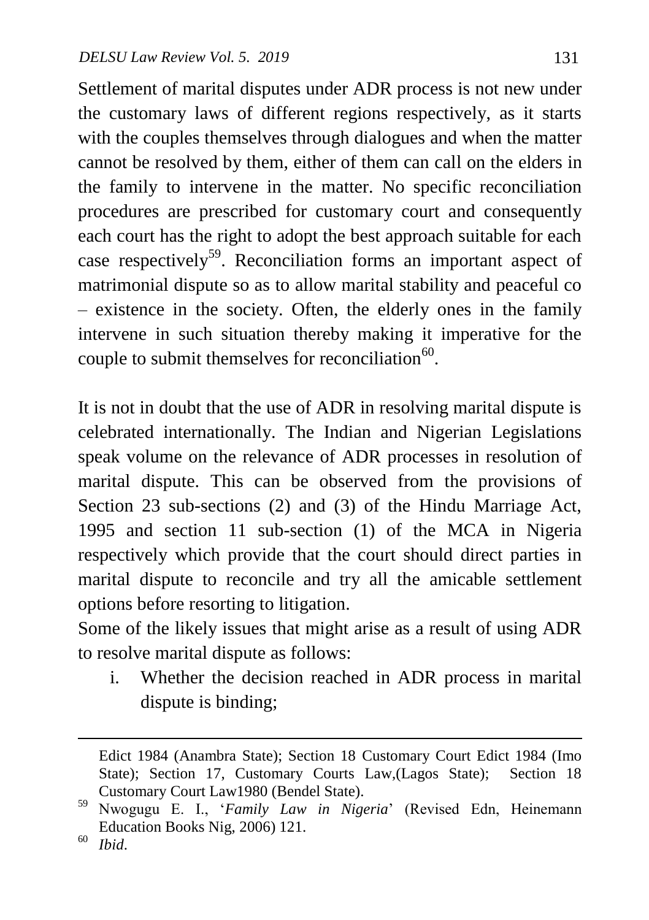Settlement of marital disputes under ADR process is not new under the customary laws of different regions respectively, as it starts with the couples themselves through dialogues and when the matter cannot be resolved by them, either of them can call on the elders in the family to intervene in the matter. No specific reconciliation procedures are prescribed for customary court and consequently each court has the right to adopt the best approach suitable for each case respectively[59]. Reconciliation forms an important aspect of matrimonial dispute so as to allow marital stability and peaceful co – existence in the society. Often, the elderly ones in the family intervene in such situation thereby making it imperative for the couple to submit themselves for reconciliation[60].

It is not in doubt that the use of ADR in resolving marital dispute is celebrated internationally. The Indian and Nigerian Legislations speak volume on the relevance of ADR processes in resolution of marital dispute. This can be observed from the provisions of Section 23 sub-sections (2) and (3) of the Hindu Marriage Act, 1995 and section 11 sub-section (1) of the MCA in Nigeria respectively which provide that the court should direct parties in marital dispute to reconcile and try all the amicable settlement options before resorting to litigation.

Some of the likely issues that might arise as a result of using ADR to resolve marital dispute as follows:

i. Whether the decision reached in ADR process in marital dispute is binding;

---

Edict 1984 (Anambra State); Section 18 Customary Court Edict 1984 (Imo State); Section 17, Customary Courts Law,(Lagos State); Section 18 Customary Court Law1980 (Bendel State).

[59] Nwogugu E. I., '*Family Law in Nigeria*' (Revised Edn, Heinemann Education Books Nig, 2006) 121.

[60] *Ibid*.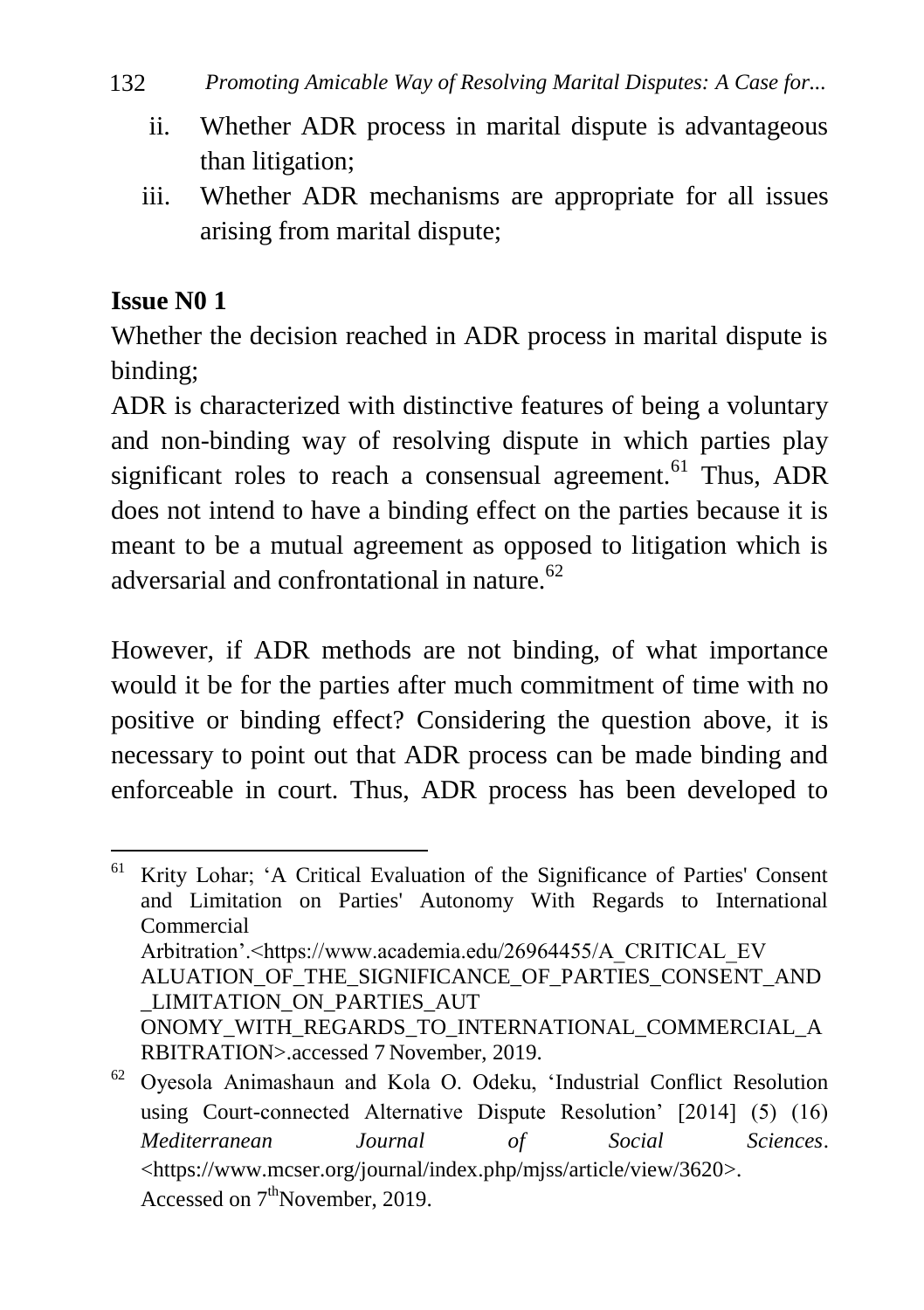ii. Whether ADR process in marital dispute is advantageous than litigation;

iii. Whether ADR mechanisms are appropriate for all issues arising from marital dispute;

**Issue N0 1**

Whether the decision reached in ADR process in marital dispute is binding;

ADR is characterized with distinctive features of being a voluntary and non-binding way of resolving dispute in which parties play significant roles to reach a consensual agreement.[61] Thus, ADR does not intend to have a binding effect on the parties because it is meant to be a mutual agreement as opposed to litigation which is adversarial and confrontational in nature.[62]

However, if ADR methods are not binding, of what importance would it be for the parties after much commitment of time with no positive or binding effect? Considering the question above, it is necessary to point out that ADR process can be made binding and enforceable in court. Thus, ADR process has been developed to

---

[61] Krity Lohar; 'A Critical Evaluation of the Significance of Parties' Consent and Limitation on Parties' Autonomy With Regards to International Commercial Arbitration'.<https://www.academia.edu/26964455/A_CRITICAL_EVALUATION_OF_THE_SIGNIFICANCE_OF_PARTIES_CONSENT_AND_LIMITATION_ON_PARTIES_AUTONOMY_WITH_REGARDS_TO_INTERNATIONAL_COMMERCIAL_ARBITRATION>.accessed 7 November, 2019.

[62] Oyesola Animashaun and Kola O. Odeku, 'Industrial Conflict Resolution using Court-connected Alternative Dispute Resolution' [2014] (5) (16) *Mediterranean Journal of Social Sciences*. <https://www.mcser.org/journal/index.php/mjss/article/view/3620>. Accessed on 7th November, 2019.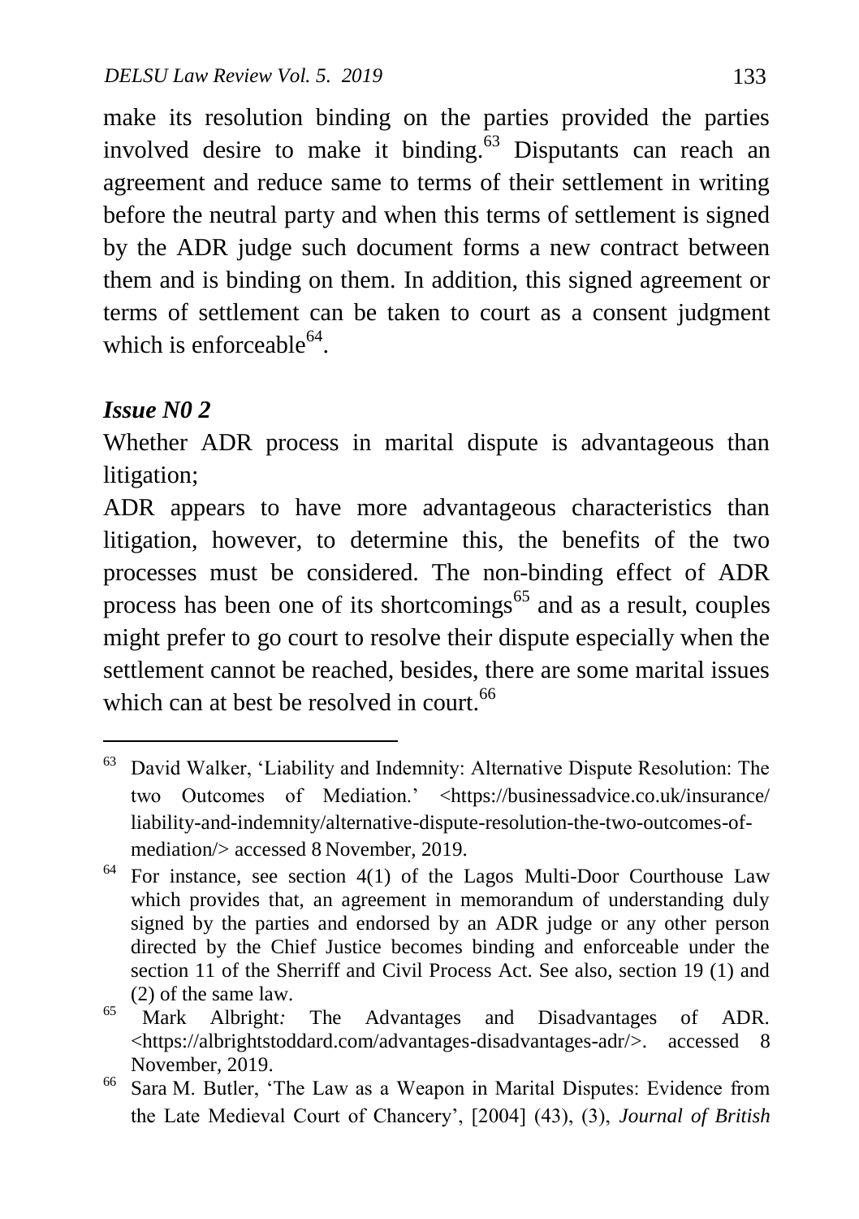make its resolution binding on the parties provided the parties involved desire to make it binding.[63] Disputants can reach an agreement and reduce same to terms of their settlement in writing before the neutral party and when this terms of settlement is signed by the ADR judge such document forms a new contract between them and is binding on them. In addition, this signed agreement or terms of settlement can be taken to court as a consent judgment which is enforceable[64].

***Issue N0 2***

Whether ADR process in marital dispute is advantageous than litigation;

ADR appears to have more advantageous characteristics than litigation, however, to determine this, the benefits of the two processes must be considered. The non-binding effect of ADR process has been one of its shortcomings[65] and as a result, couples might prefer to go court to resolve their dispute especially when the settlement cannot be reached, besides, there are some marital issues which can at best be resolved in court.[66]

---

[63] David Walker, 'Liability and Indemnity: Alternative Dispute Resolution: The two Outcomes of Mediation.' <https://businessadvice.co.uk/insurance/liability-and-indemnity/alternative-dispute-resolution-the-two-outcomes-of-mediation/> accessed 8 November, 2019.

[64] For instance, see section 4(1) of the Lagos Multi-Door Courthouse Law which provides that, an agreement in memorandum of understanding duly signed by the parties and endorsed by an ADR judge or any other person directed by the Chief Justice becomes binding and enforceable under the section 11 of the Sherriff and Civil Process Act. See also, section 19 (1) and (2) of the same law.

[65] Mark Albright*:* The Advantages and Disadvantages of ADR. <https://albrightstoddard.com/advantages-disadvantages-adr/>. accessed 8 November, 2019.

[66] Sara M. Butler, 'The Law as a Weapon in Marital Disputes: Evidence from the Late Medieval Court of Chancery', [2004] (43), (3), *Journal of British*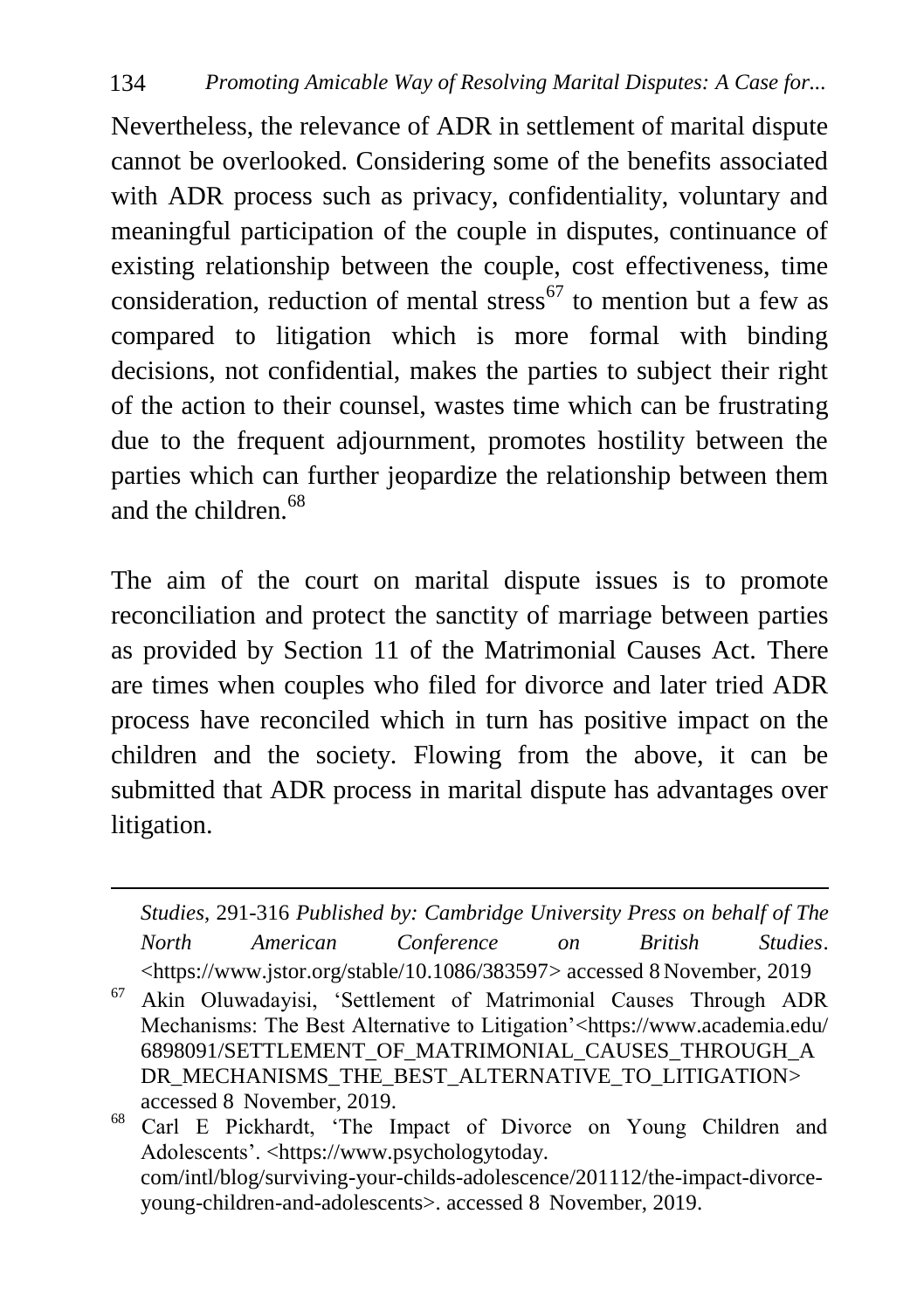Nevertheless, the relevance of ADR in settlement of marital dispute cannot be overlooked. Considering some of the benefits associated with ADR process such as privacy, confidentiality, voluntary and meaningful participation of the couple in disputes, continuance of existing relationship between the couple, cost effectiveness, time consideration, reduction of mental stress[67] to mention but a few as compared to litigation which is more formal with binding decisions, not confidential, makes the parties to subject their right of the action to their counsel, wastes time which can be frustrating due to the frequent adjournment, promotes hostility between the parties which can further jeopardize the relationship between them and the children.[68]

The aim of the court on marital dispute issues is to promote reconciliation and protect the sanctity of marriage between parties as provided by Section 11 of the Matrimonial Causes Act. There are times when couples who filed for divorce and later tried ADR process have reconciled which in turn has positive impact on the children and the society. Flowing from the above, it can be submitted that ADR process in marital dispute has advantages over litigation.

---

*Studies*, 291-316 *Published by: Cambridge University Press on behalf of The North American Conference on British Studies*. <https://www.jstor.org/stable/10.1086/383597> accessed 8 November, 2019

[67] Akin Oluwadayisi, 'Settlement of Matrimonial Causes Through ADR Mechanisms: The Best Alternative to Litigation'<https://www.academia.edu/6898091/SETTLEMENT_OF_MATRIMONIAL_CAUSES_THROUGH_ADR_MECHANISMS_THE_BEST_ALTERNATIVE_TO_LITIGATION> accessed 8 November, 2019.

[68] Carl E Pickhardt, 'The Impact of Divorce on Young Children and Adolescents'. <https://www.psychologytoday.com/intl/blog/surviving-your-childs-adolescence/201112/the-impact-divorce-young-children-and-adolescents>. accessed 8 November, 2019.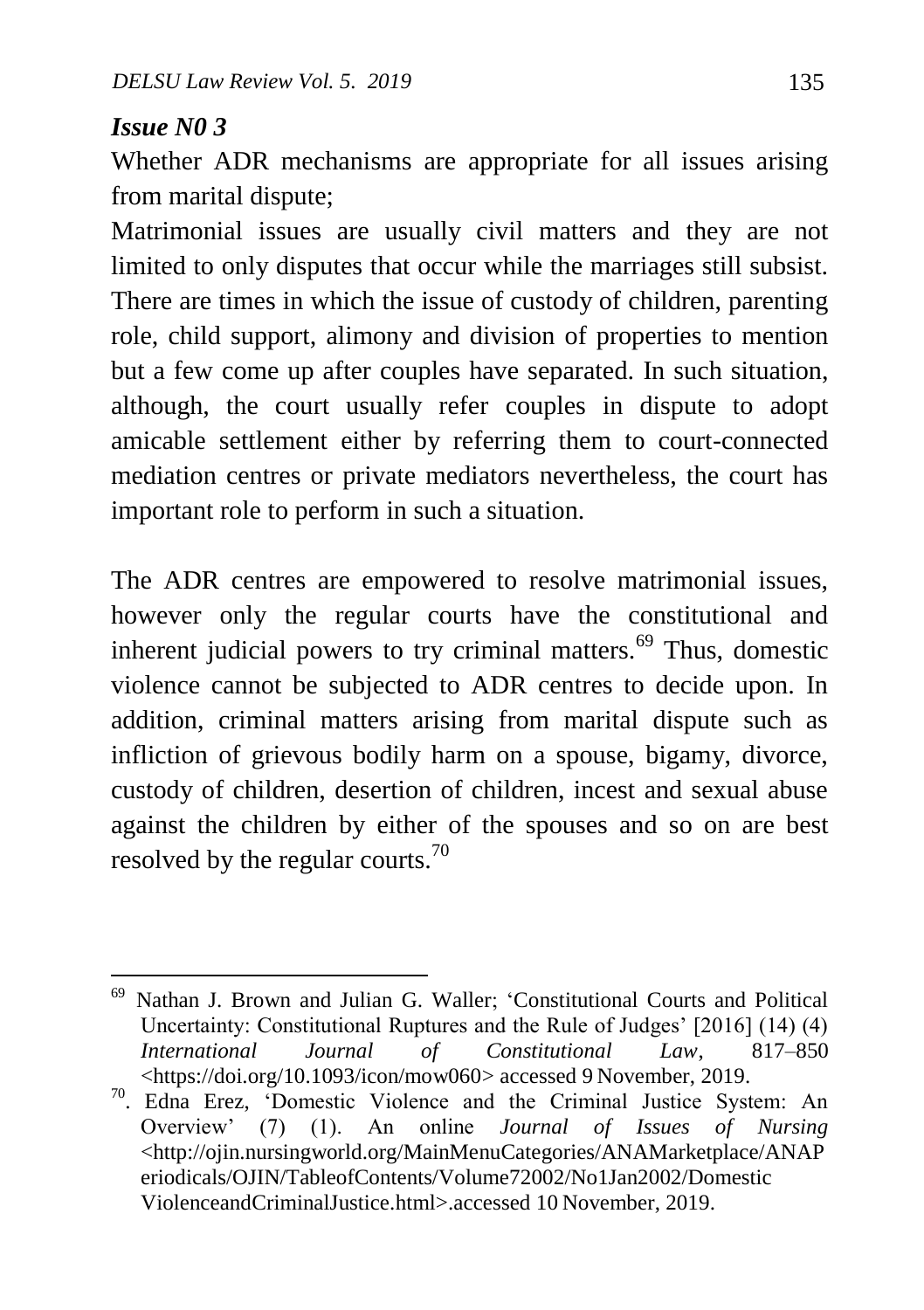*Issue N0 3*

Whether ADR mechanisms are appropriate for all issues arising from marital dispute;

Matrimonial issues are usually civil matters and they are not limited to only disputes that occur while the marriages still subsist. There are times in which the issue of custody of children, parenting role, child support, alimony and division of properties to mention but a few come up after couples have separated. In such situation, although, the court usually refer couples in dispute to adopt amicable settlement either by referring them to court-connected mediation centres or private mediators nevertheless, the court has important role to perform in such a situation.

The ADR centres are empowered to resolve matrimonial issues, however only the regular courts have the constitutional and inherent judicial powers to try criminal matters.[69] Thus, domestic violence cannot be subjected to ADR centres to decide upon. In addition, criminal matters arising from marital dispute such as infliction of grievous bodily harm on a spouse, bigamy, divorce, custody of children, desertion of children, incest and sexual abuse against the children by either of the spouses and so on are best resolved by the regular courts.[70]

---

[69] Nathan J. Brown and Julian G. Waller; 'Constitutional Courts and Political Uncertainty: Constitutional Ruptures and the Rule of Judges' [2016] (14) (4) *International Journal of Constitutional Law*, 817–850 <https://doi.org/10.1093/icon/mow060> accessed 9 November, 2019.

[70]. Edna Erez, 'Domestic Violence and the Criminal Justice System: An Overview' (7) (1). An online *Journal of Issues of Nursing* <http://ojin.nursingworld.org/MainMenuCategories/ANAMarketplace/ANAPeriodicals/OJIN/TableofContents/Volume72002/No1Jan2002/DomesticViolenceandCriminalJustice.html>.accessed 10 November, 2019.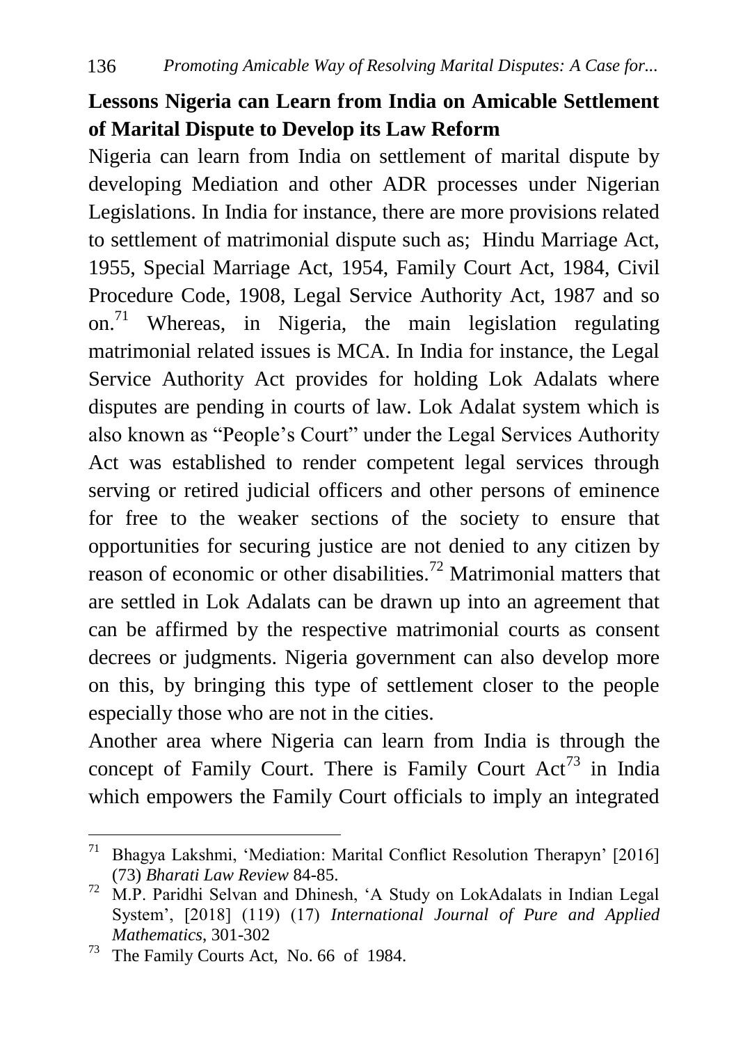## Lessons Nigeria can Learn from India on Amicable Settlement of Marital Dispute to Develop its Law Reform

Nigeria can learn from India on settlement of marital dispute by developing Mediation and other ADR processes under Nigerian Legislations. In India for instance, there are more provisions related to settlement of matrimonial dispute such as; Hindu Marriage Act, 1955, Special Marriage Act, 1954, Family Court Act, 1984, Civil Procedure Code, 1908, Legal Service Authority Act, 1987 and so on.[71] Whereas, in Nigeria, the main legislation regulating matrimonial related issues is MCA. In India for instance, the Legal Service Authority Act provides for holding Lok Adalats where disputes are pending in courts of law. Lok Adalat system which is also known as "People's Court" under the Legal Services Authority Act was established to render competent legal services through serving or retired judicial officers and other persons of eminence for free to the weaker sections of the society to ensure that opportunities for securing justice are not denied to any citizen by reason of economic or other disabilities.[72] Matrimonial matters that are settled in Lok Adalats can be drawn up into an agreement that can be affirmed by the respective matrimonial courts as consent decrees or judgments. Nigeria government can also develop more on this, by bringing this type of settlement closer to the people especially those who are not in the cities.

Another area where Nigeria can learn from India is through the concept of Family Court. There is Family Court Act[73] in India which empowers the Family Court officials to imply an integrated

---

[71] Bhagya Lakshmi, 'Mediation: Marital Conflict Resolution Therapyn' [2016] (73) *Bharati Law Review* 84-85.

[72] M.P. Paridhi Selvan and Dhinesh, 'A Study on LokAdalats in Indian Legal System', [2018] (119) (17) *International Journal of Pure and Applied Mathematics*, 301-302

[73] The Family Courts Act, No. 66 of 1984.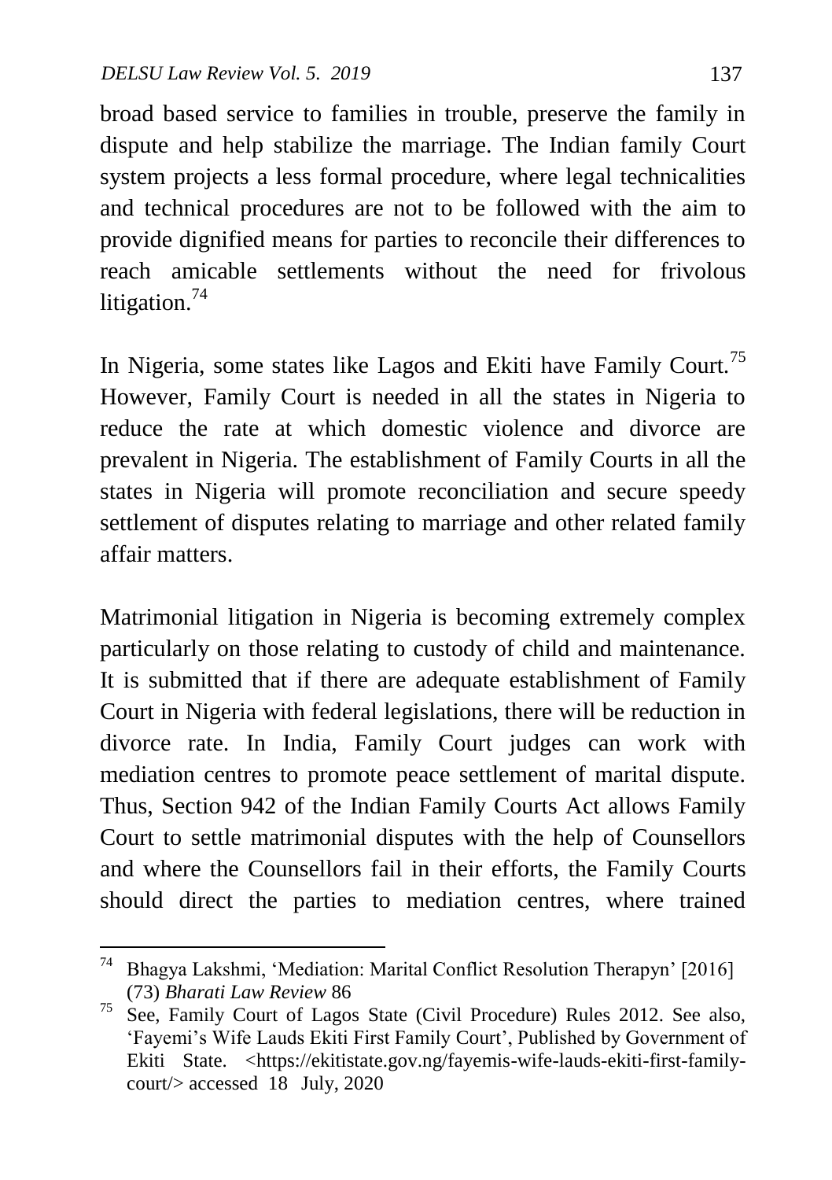broad based service to families in trouble, preserve the family in dispute and help stabilize the marriage. The Indian family Court system projects a less formal procedure, where legal technicalities and technical procedures are not to be followed with the aim to provide dignified means for parties to reconcile their differences to reach amicable settlements without the need for frivolous litigation.[74]

In Nigeria, some states like Lagos and Ekiti have Family Court.[75] However, Family Court is needed in all the states in Nigeria to reduce the rate at which domestic violence and divorce are prevalent in Nigeria. The establishment of Family Courts in all the states in Nigeria will promote reconciliation and secure speedy settlement of disputes relating to marriage and other related family affair matters.

Matrimonial litigation in Nigeria is becoming extremely complex particularly on those relating to custody of child and maintenance. It is submitted that if there are adequate establishment of Family Court in Nigeria with federal legislations, there will be reduction in divorce rate. In India, Family Court judges can work with mediation centres to promote peace settlement of marital dispute. Thus, Section 942 of the Indian Family Courts Act allows Family Court to settle matrimonial disputes with the help of Counsellors and where the Counsellors fail in their efforts, the Family Courts should direct the parties to mediation centres, where trained

---

[74] Bhagya Lakshmi, 'Mediation: Marital Conflict Resolution Therapyn' [2016] (73) *Bharati Law Review* 86

[75] See, Family Court of Lagos State (Civil Procedure) Rules 2012. See also, 'Fayemi's Wife Lauds Ekiti First Family Court', Published by Government of Ekiti State. <https://ekitistate.gov.ng/fayemis-wife-lauds-ekiti-first-family-court/> accessed 18 July, 2020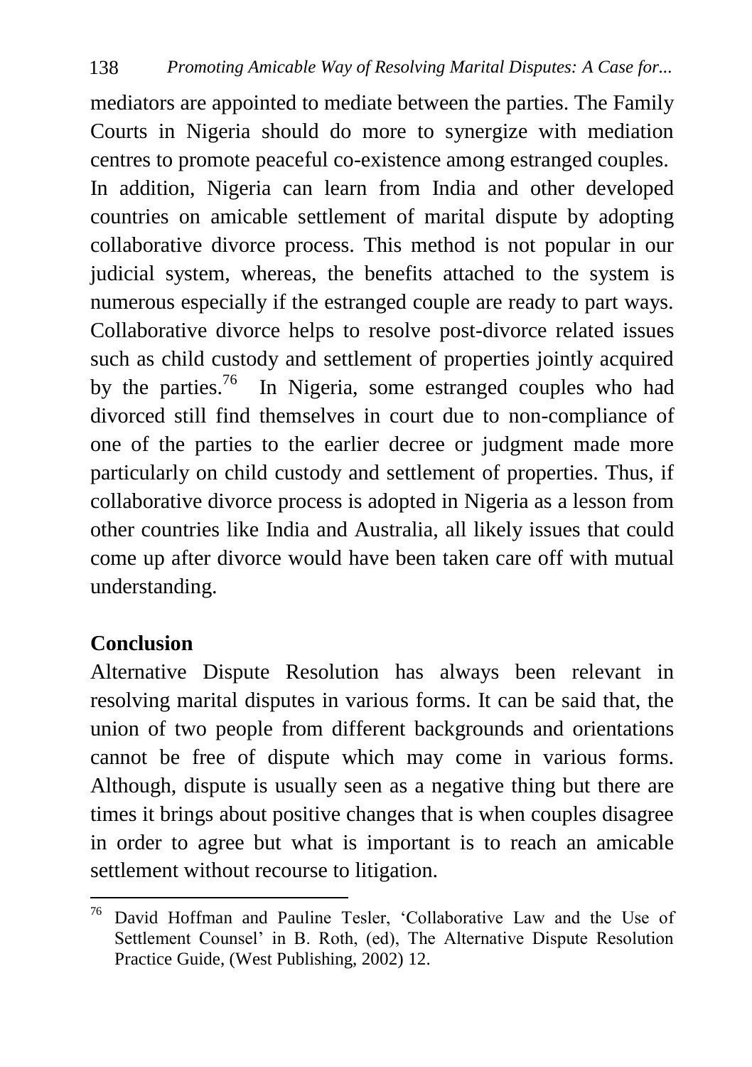mediators are appointed to mediate between the parties. The Family Courts in Nigeria should do more to synergize with mediation centres to promote peaceful co-existence among estranged couples. In addition, Nigeria can learn from India and other developed countries on amicable settlement of marital dispute by adopting collaborative divorce process. This method is not popular in our judicial system, whereas, the benefits attached to the system is numerous especially if the estranged couple are ready to part ways. Collaborative divorce helps to resolve post-divorce related issues such as child custody and settlement of properties jointly acquired by the parties.[76] In Nigeria, some estranged couples who had divorced still find themselves in court due to non-compliance of one of the parties to the earlier decree or judgment made more particularly on child custody and settlement of properties. Thus, if collaborative divorce process is adopted in Nigeria as a lesson from other countries like India and Australia, all likely issues that could come up after divorce would have been taken care off with mutual understanding.

## Conclusion

Alternative Dispute Resolution has always been relevant in resolving marital disputes in various forms. It can be said that, the union of two people from different backgrounds and orientations cannot be free of dispute which may come in various forms. Although, dispute is usually seen as a negative thing but there are times it brings about positive changes that is when couples disagree in order to agree but what is important is to reach an amicable settlement without recourse to litigation.

---

[76] David Hoffman and Pauline Tesler, 'Collaborative Law and the Use of Settlement Counsel' in B. Roth, (ed), The Alternative Dispute Resolution Practice Guide, (West Publishing, 2002) 12.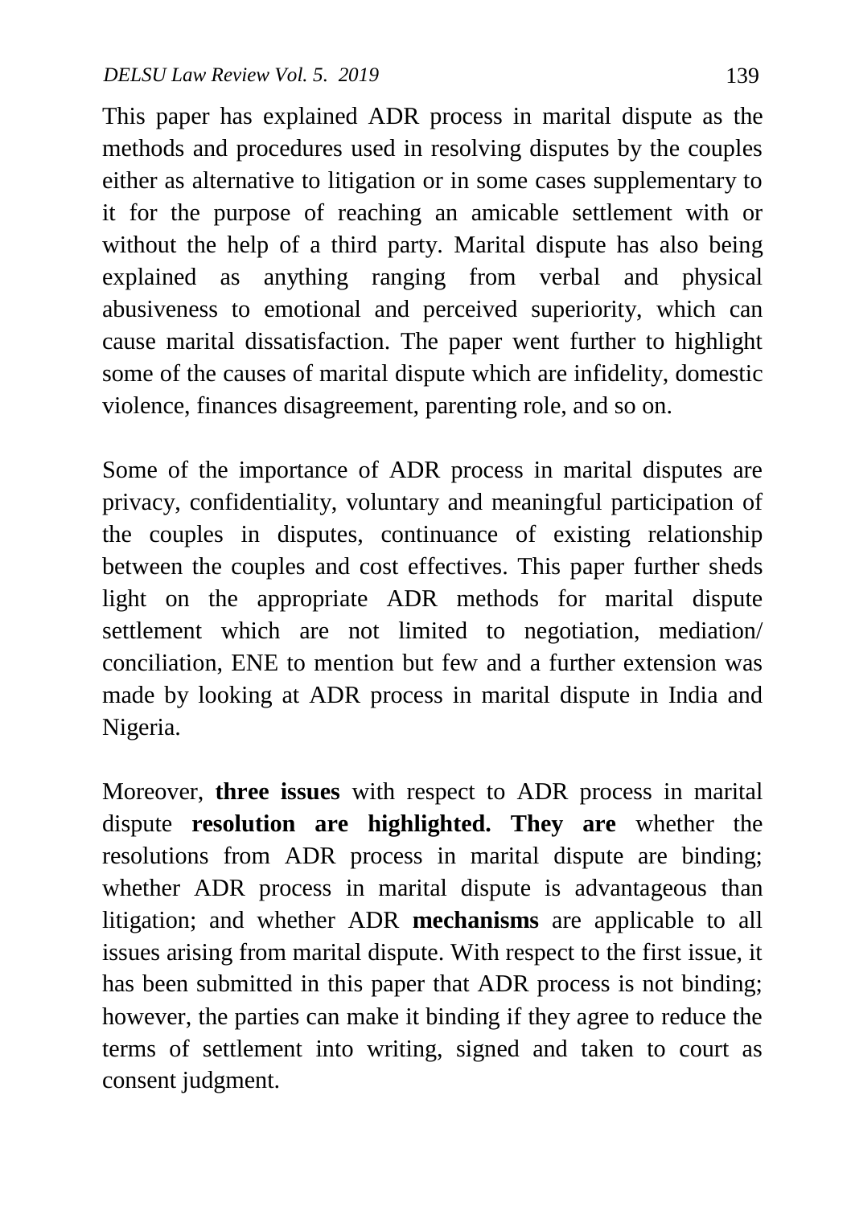This paper has explained ADR process in marital dispute as the methods and procedures used in resolving disputes by the couples either as alternative to litigation or in some cases supplementary to it for the purpose of reaching an amicable settlement with or without the help of a third party. Marital dispute has also being explained as anything ranging from verbal and physical abusiveness to emotional and perceived superiority, which can cause marital dissatisfaction. The paper went further to highlight some of the causes of marital dispute which are infidelity, domestic violence, finances disagreement, parenting role, and so on.

Some of the importance of ADR process in marital disputes are privacy, confidentiality, voluntary and meaningful participation of the couples in disputes, continuance of existing relationship between the couples and cost effectives. This paper further sheds light on the appropriate ADR methods for marital dispute settlement which are not limited to negotiation, mediation/ conciliation, ENE to mention but few and a further extension was made by looking at ADR process in marital dispute in India and Nigeria.

Moreover, **three issues** with respect to ADR process in marital dispute **resolution are highlighted. They are** whether the resolutions from ADR process in marital dispute are binding; whether ADR process in marital dispute is advantageous than litigation; and whether ADR **mechanisms** are applicable to all issues arising from marital dispute. With respect to the first issue, it has been submitted in this paper that ADR process is not binding; however, the parties can make it binding if they agree to reduce the terms of settlement into writing, signed and taken to court as consent judgment.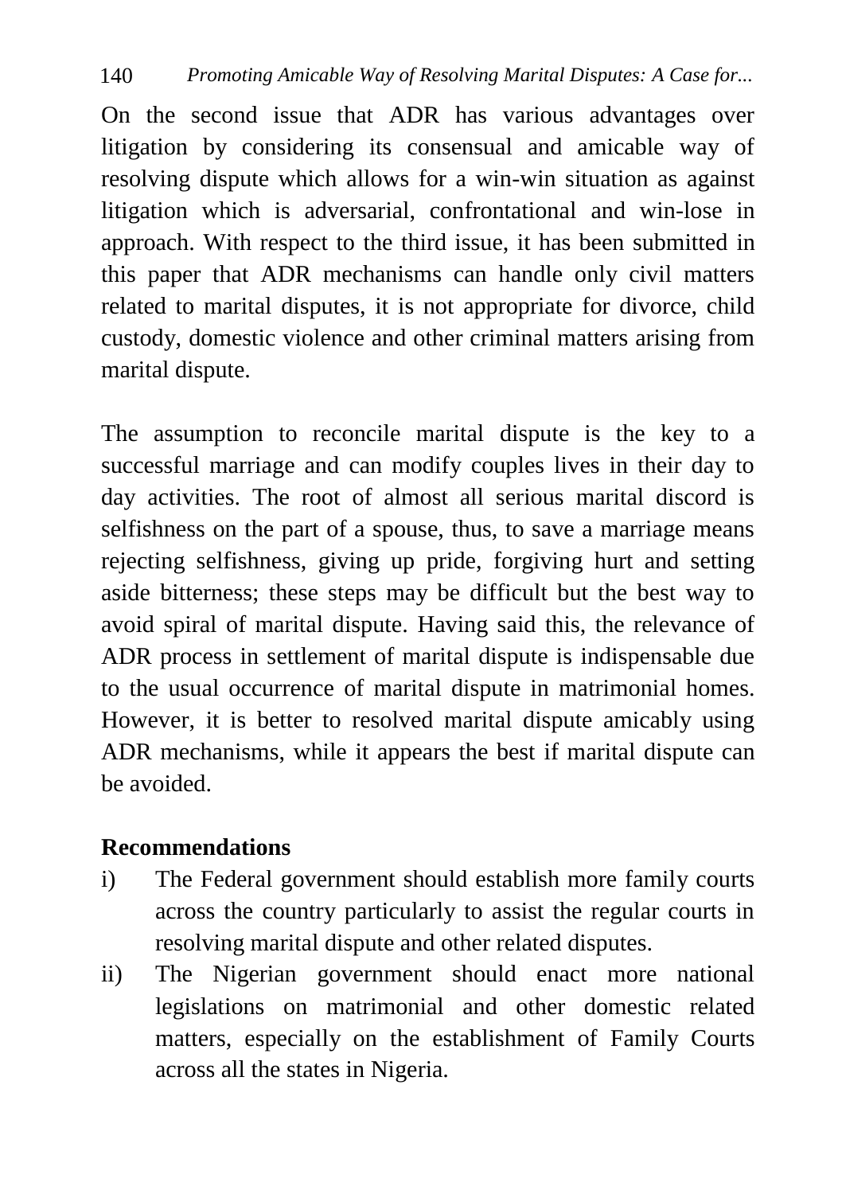On the second issue that ADR has various advantages over litigation by considering its consensual and amicable way of resolving dispute which allows for a win-win situation as against litigation which is adversarial, confrontational and win-lose in approach. With respect to the third issue, it has been submitted in this paper that ADR mechanisms can handle only civil matters related to marital disputes, it is not appropriate for divorce, child custody, domestic violence and other criminal matters arising from marital dispute.

The assumption to reconcile marital dispute is the key to a successful marriage and can modify couples lives in their day to day activities. The root of almost all serious marital discord is selfishness on the part of a spouse, thus, to save a marriage means rejecting selfishness, giving up pride, forgiving hurt and setting aside bitterness; these steps may be difficult but the best way to avoid spiral of marital dispute. Having said this, the relevance of ADR process in settlement of marital dispute is indispensable due to the usual occurrence of marital dispute in matrimonial homes. However, it is better to resolved marital dispute amicably using ADR mechanisms, while it appears the best if marital dispute can be avoided.

## Recommendations

i) The Federal government should establish more family courts across the country particularly to assist the regular courts in resolving marital dispute and other related disputes.

ii) The Nigerian government should enact more national legislations on matrimonial and other domestic related matters, especially on the establishment of Family Courts across all the states in Nigeria.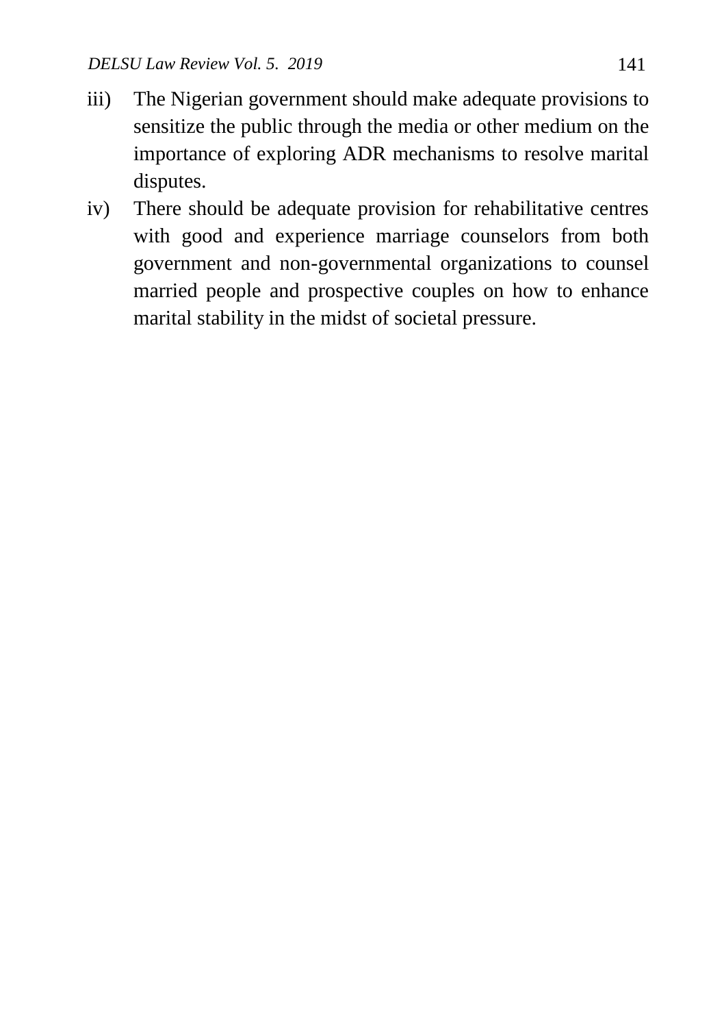iii) The Nigerian government should make adequate provisions to sensitize the public through the media or other medium on the importance of exploring ADR mechanisms to resolve marital disputes.

iv) There should be adequate provision for rehabilitative centres with good and experience marriage counselors from both government and non-governmental organizations to counsel married people and prospective couples on how to enhance marital stability in the midst of societal pressure.